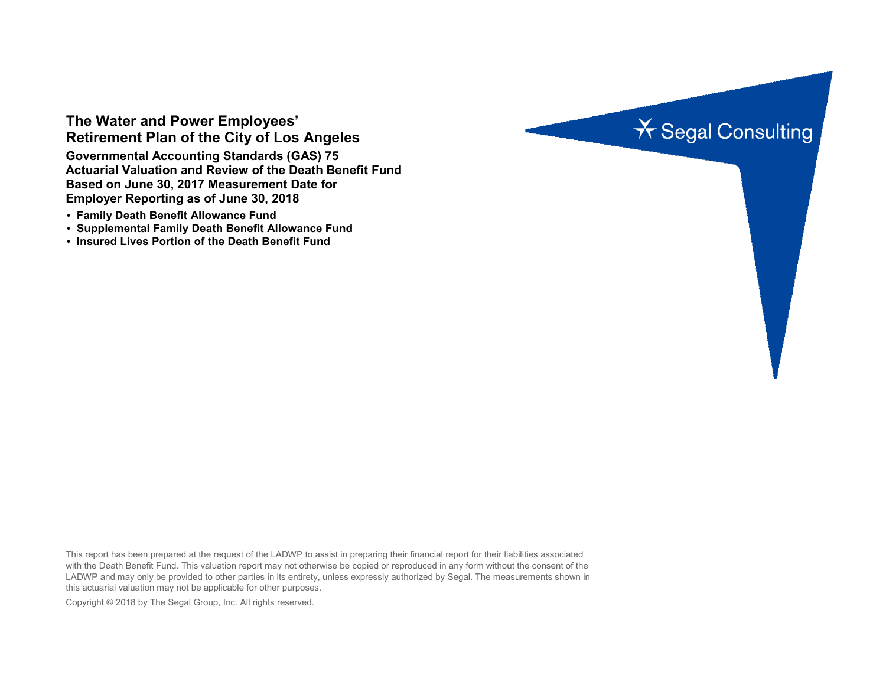# The Water and Power Employees' Retirement Plan of the City of Los Angeles

## Governmental Accounting Standards (GAS) 75 Actuarial Valuation and Review of the Death Benefit Fund Based on June 30, 2017 Measurement Date for Employer Reporting as of June 30, 2018

- **Family Death Benefit Allowance Fund**
- **Supplemental Family Death Benefit Allowance Fund**
- **Insured Lives Portion of the Death Benefit Fund**

Segal Consulting

This report has been prepared at the request of the LADWP to assist in preparing their financial report for their liabilities associated with the Death Benefit Fund. This valuation report may not otherwise be copied or reproduced in any form without the consent of the LADWP and may only be provided to other parties in its entirety, unless expressly authorized by Segal. The measurements shown in this actuarial valuation may not be applicable for other purposes.

Copyright © 2018 by The Segal Group, Inc. All rights reserved.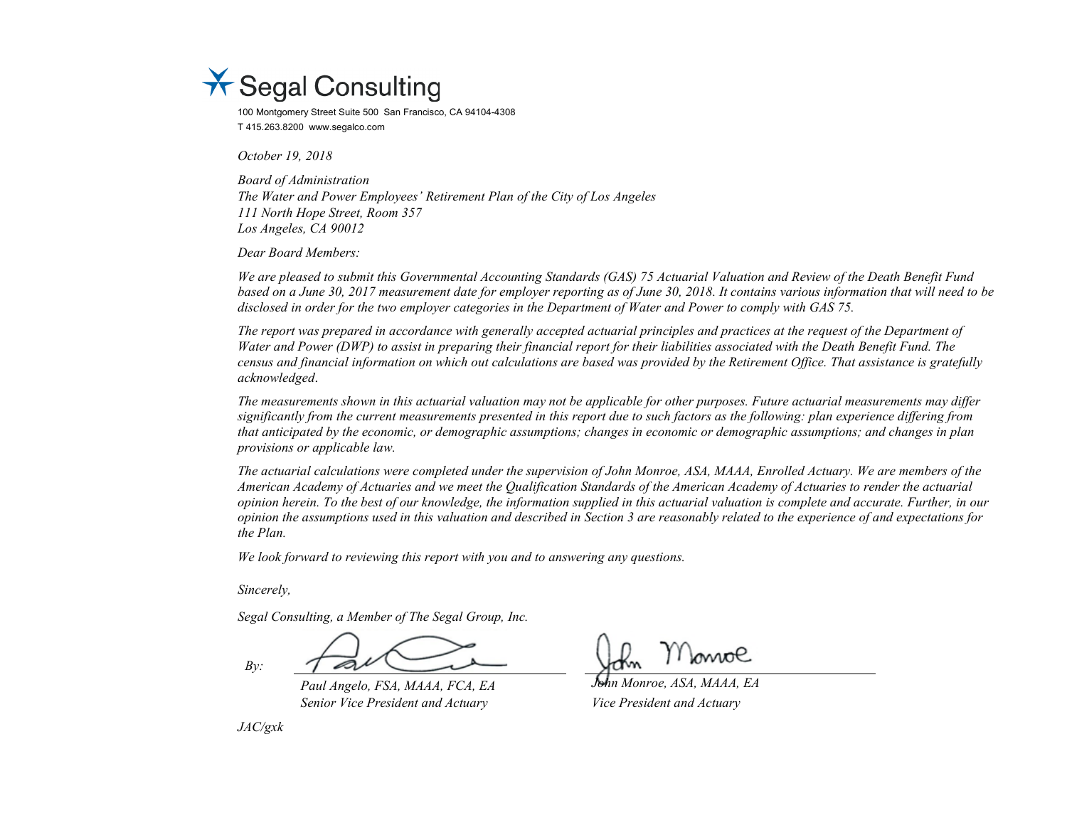Segal Consulting

100 Montgomery Street Suite 500 San Francisco, CA 94104-4308
T 415.263.8200 www.segalco.com

*October 19, 2018*

*Board of Administration*
*The Water and Power Employees' Retirement Plan of the City of Los Angeles*
*111 North Hope Street, Room 357*
*Los Angeles, CA 90012*

*Dear Board Members:*

*We are pleased to submit this Governmental Accounting Standards (GAS) 75 Actuarial Valuation and Review of the Death Benefit Fund based on a June 30, 2017 measurement date for employer reporting as of June 30, 2018. It contains various information that will need to be disclosed in order for the two employer categories in the Department of Water and Power to comply with GAS 75.*

*The report was prepared in accordance with generally accepted actuarial principles and practices at the request of the Department of Water and Power (DWP) to assist in preparing their financial report for their liabilities associated with the Death Benefit Fund. The census and financial information on which out calculations are based was provided by the Retirement Office. That assistance is gratefully acknowledged.*

*The measurements shown in this actuarial valuation may not be applicable for other purposes. Future actuarial measurements may differ significantly from the current measurements presented in this report due to such factors as the following: plan experience differing from that anticipated by the economic, or demographic assumptions; changes in economic or demographic assumptions; and changes in plan provisions or applicable law.*

*The actuarial calculations were completed under the supervision of John Monroe, ASA, MAAA, Enrolled Actuary. We are members of the American Academy of Actuaries and we meet the Qualification Standards of the American Academy of Actuaries to render the actuarial opinion herein. To the best of our knowledge, the information supplied in this actuarial valuation is complete and accurate. Further, in our opinion the assumptions used in this valuation and described in Section 3 are reasonably related to the experience of and expectations for the Plan.*

*We look forward to reviewing this report with you and to answering any questions.*

*Sincerely,*

*Segal Consulting, a Member of The Segal Group, Inc.*

*By:*

| | |
|---|---|
| *Paul Angelo, FSA, MAAA, FCA, EA* | *John Monroe, ASA, MAAA, EA* |
| *Senior Vice President and Actuary* | *Vice President and Actuary* |

*JAC/gxk*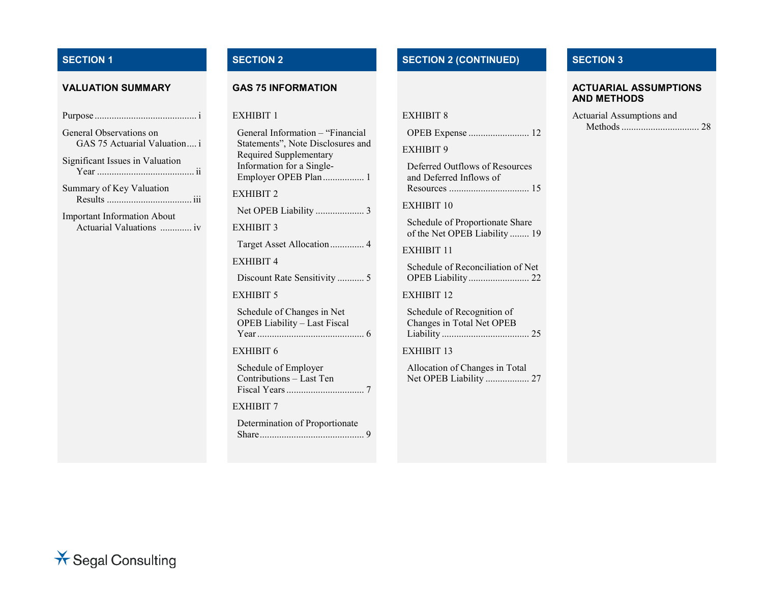## SECTION 1

### VALUATION SUMMARY

Purpose .......... i

General Observations on GAS 75 Actuarial Valuation .... i

Significant Issues in Valuation Year .......... ii

Summary of Key Valuation Results .......... iii

Important Information About Actuarial Valuations .......... iv

## SECTION 2

### GAS 75 INFORMATION

EXHIBIT 1

General Information – "Financial Statements", Note Disclosures and Required Supplementary Information for a Single-Employer OPEB Plan .......... 1

EXHIBIT 2

Net OPEB Liability .......... 3

EXHIBIT 3

Target Asset Allocation .......... 4

EXHIBIT 4

Discount Rate Sensitivity .......... 5

EXHIBIT 5

Schedule of Changes in Net OPEB Liability – Last Fiscal Year .......... 6

EXHIBIT 6

Schedule of Employer Contributions – Last Ten Fiscal Years .......... 7

EXHIBIT 7

Determination of Proportionate Share .......... 9

## SECTION 2 (CONTINUED)

EXHIBIT 8

OPEB Expense .......... 12

EXHIBIT 9

Deferred Outflows of Resources and Deferred Inflows of Resources .......... 15

EXHIBIT 10

Schedule of Proportionate Share of the Net OPEB Liability .......... 19

EXHIBIT 11

Schedule of Reconciliation of Net OPEB Liability .......... 22

EXHIBIT 12

Schedule of Recognition of Changes in Total Net OPEB Liability .......... 25

EXHIBIT 13

Allocation of Changes in Total Net OPEB Liability .......... 27

## SECTION 3

### ACTUARIAL ASSUMPTIONS AND METHODS

Actuarial Assumptions and Methods .......... 28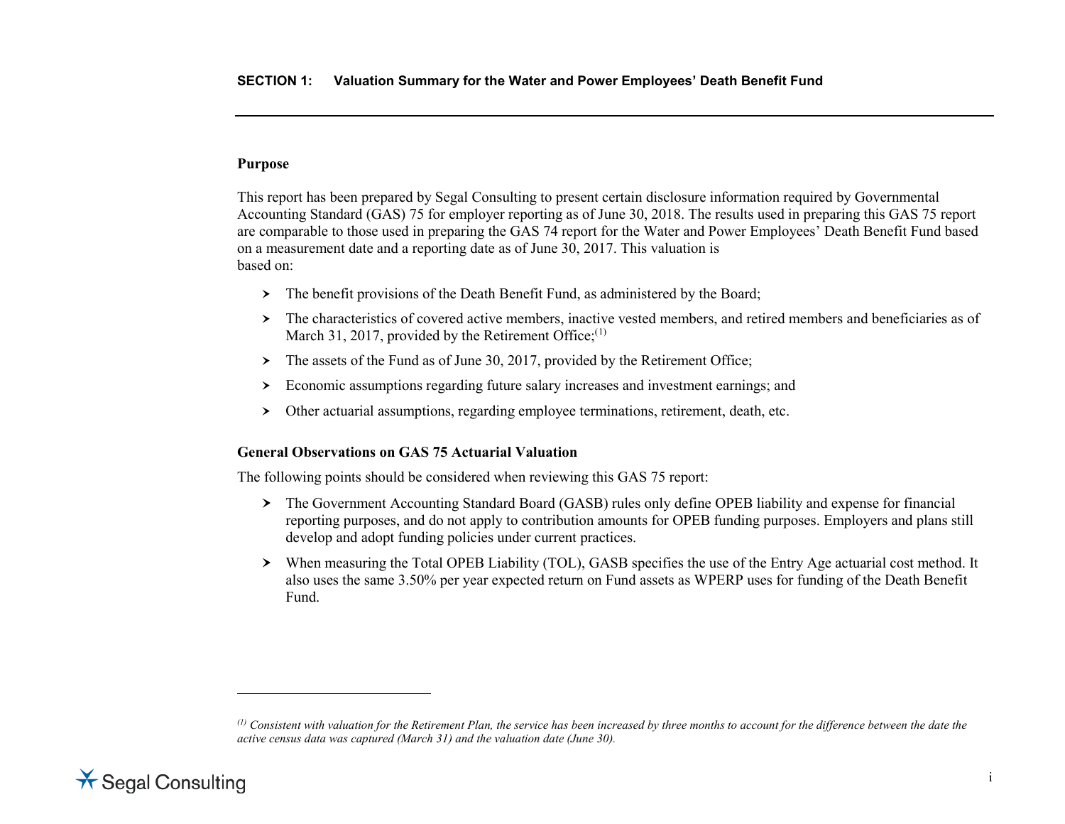## SECTION 1: Valuation Summary for the Water and Power Employees' Death Benefit Fund

### Purpose

This report has been prepared by Segal Consulting to present certain disclosure information required by Governmental Accounting Standard (GAS) 75 for employer reporting as of June 30, 2018. The results used in preparing this GAS 75 report are comparable to those used in preparing the GAS 74 report for the Water and Power Employees' Death Benefit Fund based on a measurement date and a reporting date as of June 30, 2017. This valuation is based on:

- The benefit provisions of the Death Benefit Fund, as administered by the Board;
- The characteristics of covered active members, inactive vested members, and retired members and beneficiaries as of March 31, 2017, provided by the Retirement Office;[1]
- The assets of the Fund as of June 30, 2017, provided by the Retirement Office;
- Economic assumptions regarding future salary increases and investment earnings; and
- Other actuarial assumptions, regarding employee terminations, retirement, death, etc.

### General Observations on GAS 75 Actuarial Valuation

The following points should be considered when reviewing this GAS 75 report:

- The Government Accounting Standard Board (GASB) rules only define OPEB liability and expense for financial reporting purposes, and do not apply to contribution amounts for OPEB funding purposes. Employers and plans still develop and adopt funding policies under current practices.
- When measuring the Total OPEB Liability (TOL), GASB specifies the use of the Entry Age actuarial cost method. It also uses the same 3.50% per year expected return on Fund assets as WPERP uses for funding of the Death Benefit Fund.

---

[1] *Consistent with valuation for the Retirement Plan, the service has been increased by three months to account for the difference between the date the active census data was captured (March 31) and the valuation date (June 30).*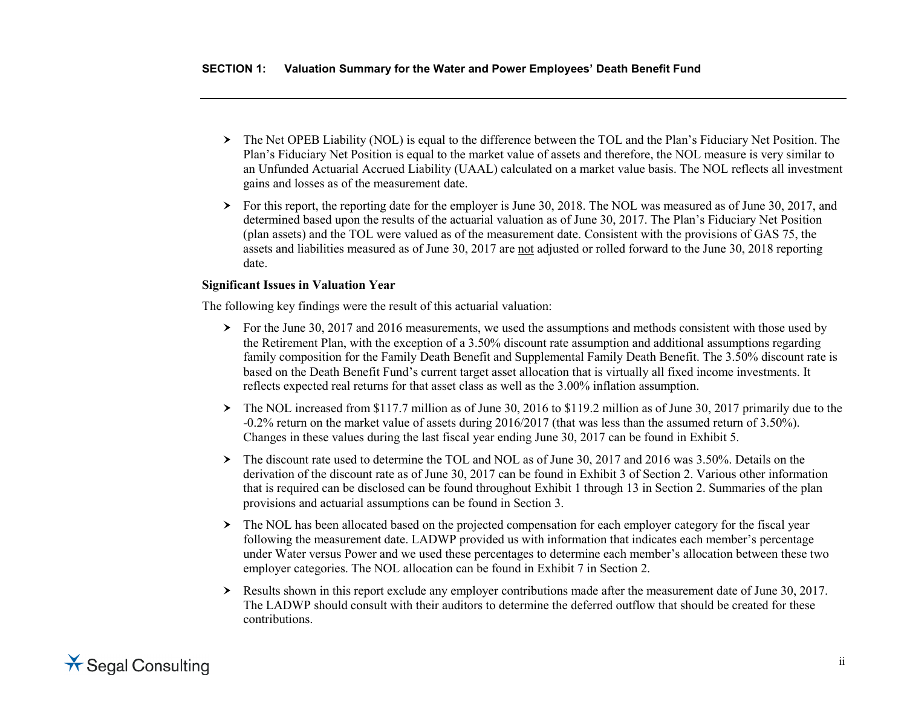- The Net OPEB Liability (NOL) is equal to the difference between the TOL and the Plan's Fiduciary Net Position. The Plan's Fiduciary Net Position is equal to the market value of assets and therefore, the NOL measure is very similar to an Unfunded Actuarial Accrued Liability (UAAL) calculated on a market value basis. The NOL reflects all investment gains and losses as of the measurement date.
- For this report, the reporting date for the employer is June 30, 2018. The NOL was measured as of June 30, 2017, and determined based upon the results of the actuarial valuation as of June 30, 2017. The Plan's Fiduciary Net Position (plan assets) and the TOL were valued as of the measurement date. Consistent with the provisions of GAS 75, the assets and liabilities measured as of June 30, 2017 are not adjusted or rolled forward to the June 30, 2018 reporting date.

**Significant Issues in Valuation Year**

The following key findings were the result of this actuarial valuation:

- For the June 30, 2017 and 2016 measurements, we used the assumptions and methods consistent with those used by the Retirement Plan, with the exception of a 3.50% discount rate assumption and additional assumptions regarding family composition for the Family Death Benefit and Supplemental Family Death Benefit. The 3.50% discount rate is based on the Death Benefit Fund's current target asset allocation that is virtually all fixed income investments. It reflects expected real returns for that asset class as well as the 3.00% inflation assumption.
- The NOL increased from $117.7 million as of June 30, 2016 to $119.2 million as of June 30, 2017 primarily due to the -0.2% return on the market value of assets during 2016/2017 (that was less than the assumed return of 3.50%). Changes in these values during the last fiscal year ending June 30, 2017 can be found in Exhibit 5.
- The discount rate used to determine the TOL and NOL as of June 30, 2017 and 2016 was 3.50%. Details on the derivation of the discount rate as of June 30, 2017 can be found in Exhibit 3 of Section 2. Various other information that is required can be disclosed can be found throughout Exhibit 1 through 13 in Section 2. Summaries of the plan provisions and actuarial assumptions can be found in Section 3.
- The NOL has been allocated based on the projected compensation for each employer category for the fiscal year following the measurement date. LADWP provided us with information that indicates each member's percentage under Water versus Power and we used these percentages to determine each member's allocation between these two employer categories. The NOL allocation can be found in Exhibit 7 in Section 2.
- Results shown in this report exclude any employer contributions made after the measurement date of June 30, 2017. The LADWP should consult with their auditors to determine the deferred outflow that should be created for these contributions.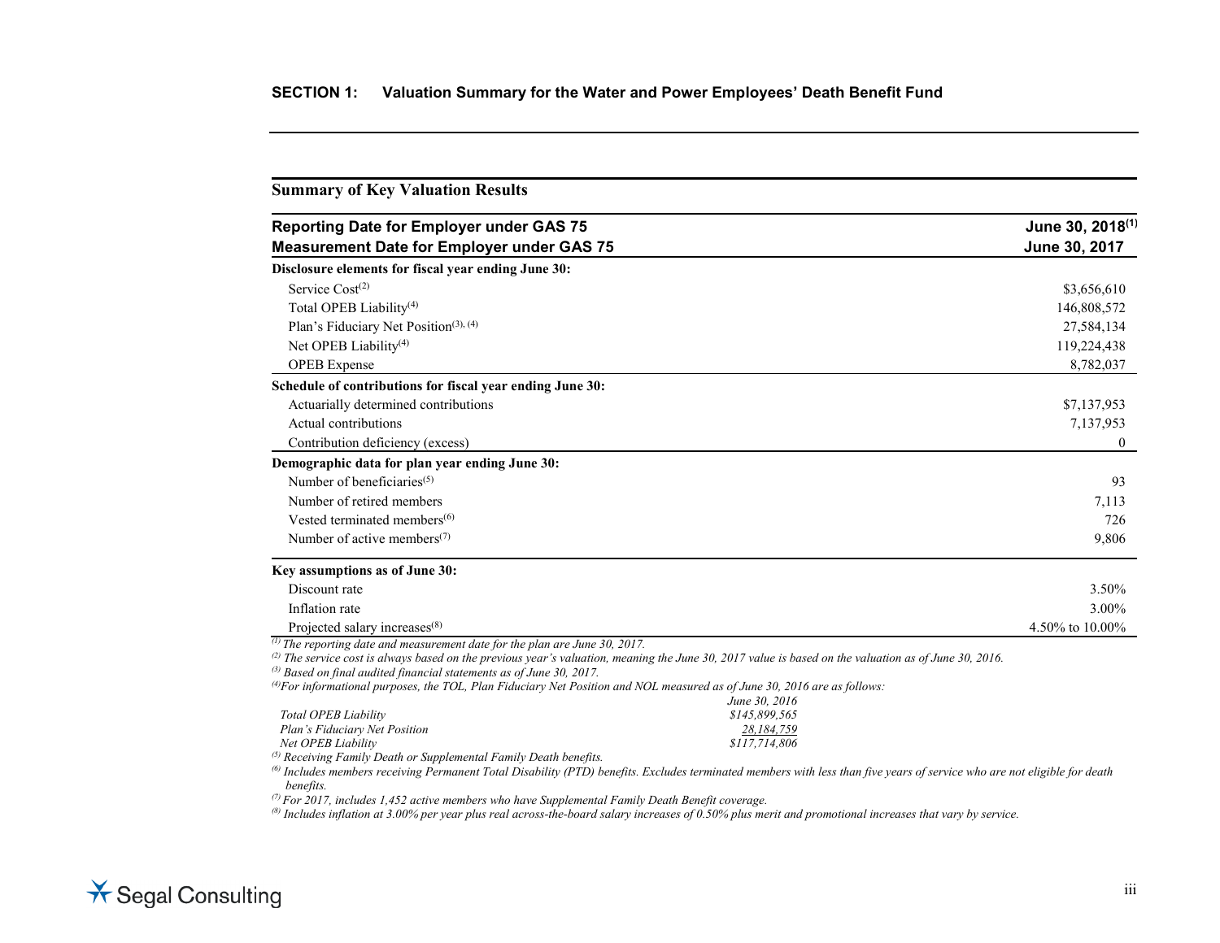## SECTION 1: Valuation Summary for the Water and Power Employees' Death Benefit Fund

### Summary of Key Valuation Results

| Reporting Date for Employer under GAS 75<br>Measurement Date for Employer under GAS 75 | June 30, 2018[1]<br>June 30, 2017 |
|---|---|
| **Disclosure elements for fiscal year ending June 30:** | |
| Service Cost[2] | $3,656,610 |
| Total OPEB Liability[4] | 146,808,572 |
| Plan's Fiduciary Net Position[3], [4] | 27,584,134 |
| Net OPEB Liability[4] | 119,224,438 |
| OPEB Expense | 8,782,037 |
| **Schedule of contributions for fiscal year ending June 30:** | |
| Actuarially determined contributions | $7,137,953 |
| Actual contributions | 7,137,953 |
| Contribution deficiency (excess) | 0 |
| **Demographic data for plan year ending June 30:** | |
| Number of beneficiaries[5] | 93 |
| Number of retired members | 7,113 |
| Vested terminated members[6] | 726 |
| Number of active members[7] | 9,806 |
| **Key assumptions as of June 30:** | |
| Discount rate | 3.50% |
| Inflation rate | 3.00% |
| Projected salary increases[8] | 4.50% to 10.00% |

*[1] The reporting date and measurement date for the plan are June 30, 2017.*

*[2] The service cost is always based on the previous year's valuation, meaning the June 30, 2017 value is based on the valuation as of June 30, 2016.*

*[3] Based on final audited financial statements as of June 30, 2017.*

*[4] For informational purposes, the TOL, Plan Fiduciary Net Position and NOL measured as of June 30, 2016 are as follows:*

| | *June 30, 2016* |
|---|---|
| *Total OPEB Liability* | *$145,899,565* |
| *Plan's Fiduciary Net Position* | *28,184,759* |
| *Net OPEB Liability* | *$117,714,806* |

*[5] Receiving Family Death or Supplemental Family Death benefits.*

*[6] Includes members receiving Permanent Total Disability (PTD) benefits. Excludes terminated members with less than five years of service who are not eligible for death benefits.*

*[7] For 2017, includes 1,452 active members who have Supplemental Family Death Benefit coverage.*

*[8] Includes inflation at 3.00% per year plus real across-the-board salary increases of 0.50% plus merit and promotional increases that vary by service.*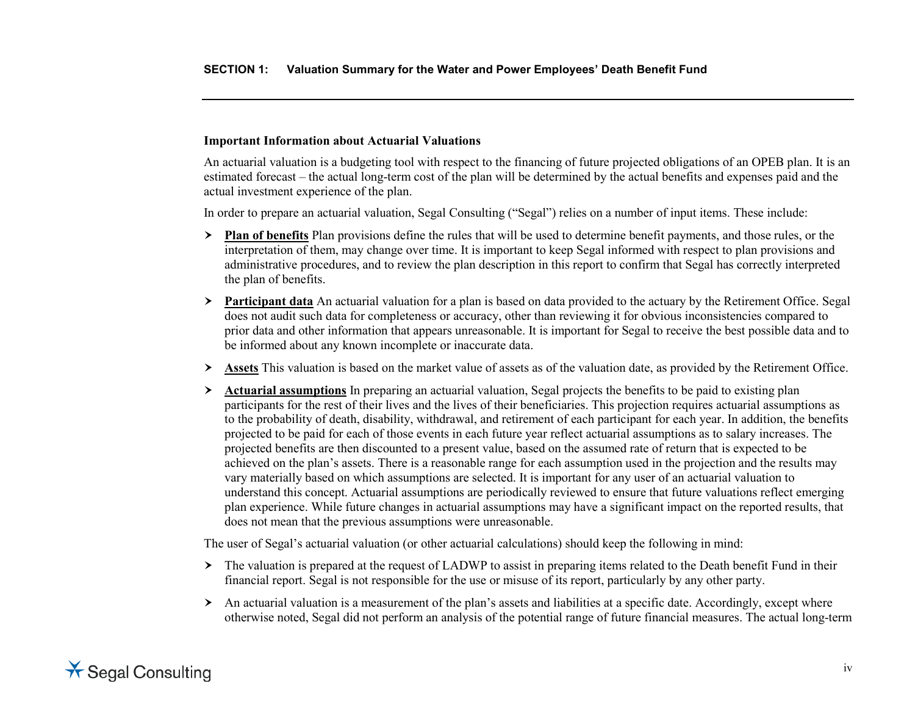**Important Information about Actuarial Valuations**

An actuarial valuation is a budgeting tool with respect to the financing of future projected obligations of an OPEB plan. It is an estimated forecast – the actual long-term cost of the plan will be determined by the actual benefits and expenses paid and the actual investment experience of the plan.

In order to prepare an actuarial valuation, Segal Consulting ("Segal") relies on a number of input items. These include:

- **Plan of benefits** Plan provisions define the rules that will be used to determine benefit payments, and those rules, or the interpretation of them, may change over time. It is important to keep Segal informed with respect to plan provisions and administrative procedures, and to review the plan description in this report to confirm that Segal has correctly interpreted the plan of benefits.
- **Participant data** An actuarial valuation for a plan is based on data provided to the actuary by the Retirement Office. Segal does not audit such data for completeness or accuracy, other than reviewing it for obvious inconsistencies compared to prior data and other information that appears unreasonable. It is important for Segal to receive the best possible data and to be informed about any known incomplete or inaccurate data.
- **Assets** This valuation is based on the market value of assets as of the valuation date, as provided by the Retirement Office.
- **Actuarial assumptions** In preparing an actuarial valuation, Segal projects the benefits to be paid to existing plan participants for the rest of their lives and the lives of their beneficiaries. This projection requires actuarial assumptions as to the probability of death, disability, withdrawal, and retirement of each participant for each year. In addition, the benefits projected to be paid for each of those events in each future year reflect actuarial assumptions as to salary increases. The projected benefits are then discounted to a present value, based on the assumed rate of return that is expected to be achieved on the plan's assets. There is a reasonable range for each assumption used in the projection and the results may vary materially based on which assumptions are selected. It is important for any user of an actuarial valuation to understand this concept. Actuarial assumptions are periodically reviewed to ensure that future valuations reflect emerging plan experience. While future changes in actuarial assumptions may have a significant impact on the reported results, that does not mean that the previous assumptions were unreasonable.

The user of Segal's actuarial valuation (or other actuarial calculations) should keep the following in mind:

- The valuation is prepared at the request of LADWP to assist in preparing items related to the Death benefit Fund in their financial report. Segal is not responsible for the use or misuse of its report, particularly by any other party.
- An actuarial valuation is a measurement of the plan's assets and liabilities at a specific date. Accordingly, except where otherwise noted, Segal did not perform an analysis of the potential range of future financial measures. The actual long-term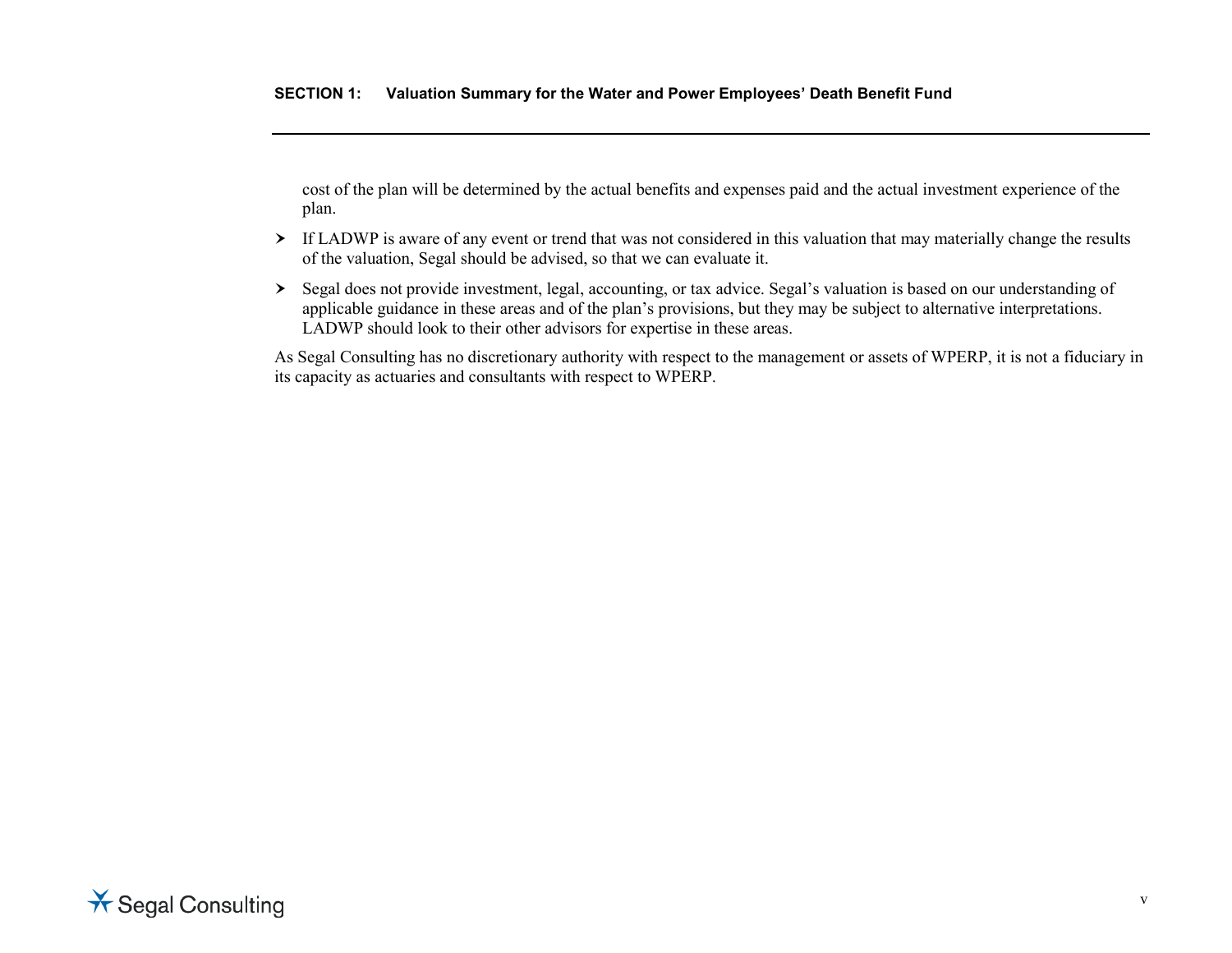cost of the plan will be determined by the actual benefits and expenses paid and the actual investment experience of the plan.

- If LADWP is aware of any event or trend that was not considered in this valuation that may materially change the results of the valuation, Segal should be advised, so that we can evaluate it.
- Segal does not provide investment, legal, accounting, or tax advice. Segal's valuation is based on our understanding of applicable guidance in these areas and of the plan's provisions, but they may be subject to alternative interpretations. LADWP should look to their other advisors for expertise in these areas.

As Segal Consulting has no discretionary authority with respect to the management or assets of WPERP, it is not a fiduciary in its capacity as actuaries and consultants with respect to WPERP.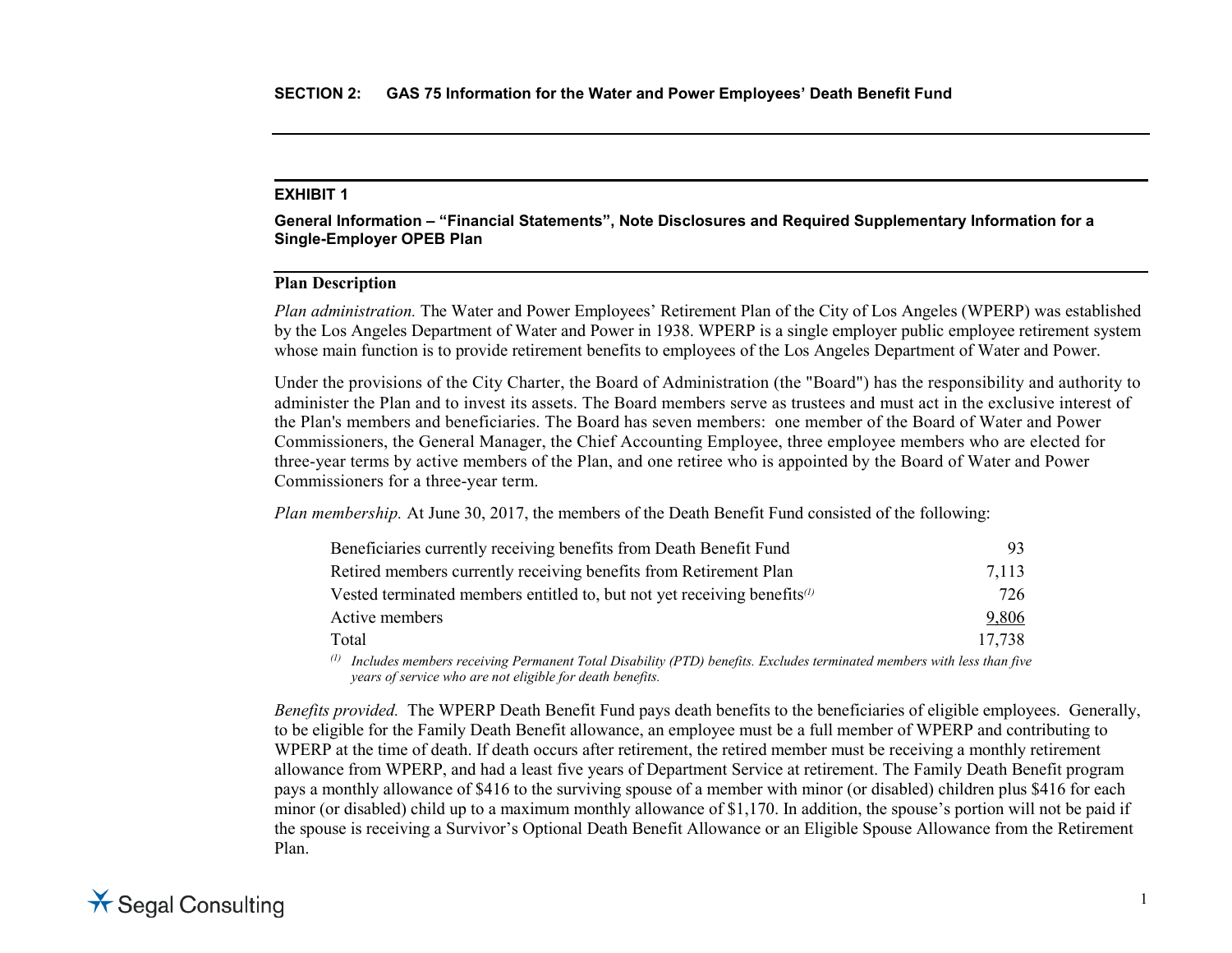## SECTION 2: GAS 75 Information for the Water and Power Employees' Death Benefit Fund

### EXHIBIT 1

**General Information – "Financial Statements", Note Disclosures and Required Supplementary Information for a Single-Employer OPEB Plan**

#### Plan Description

*Plan administration.* The Water and Power Employees' Retirement Plan of the City of Los Angeles (WPERP) was established by the Los Angeles Department of Water and Power in 1938. WPERP is a single employer public employee retirement system whose main function is to provide retirement benefits to employees of the Los Angeles Department of Water and Power.

Under the provisions of the City Charter, the Board of Administration (the "Board") has the responsibility and authority to administer the Plan and to invest its assets. The Board members serve as trustees and must act in the exclusive interest of the Plan's members and beneficiaries. The Board has seven members: one member of the Board of Water and Power Commissioners, the General Manager, the Chief Accounting Employee, three employee members who are elected for three-year terms by active members of the Plan, and one retiree who is appointed by the Board of Water and Power Commissioners for a three-year term.

*Plan membership.* At June 30, 2017, the members of the Death Benefit Fund consisted of the following:

| | |
|---|---|
| Beneficiaries currently receiving benefits from Death Benefit Fund | 93 |
| Retired members currently receiving benefits from Retirement Plan | 7,113 |
| Vested terminated members entitled to, but not yet receiving benefits[1] | 726 |
| Active members | 9,806 |
| Total | 17,738 |

[1] *Includes members receiving Permanent Total Disability (PTD) benefits. Excludes terminated members with less than five years of service who are not eligible for death benefits.*

*Benefits provided.* The WPERP Death Benefit Fund pays death benefits to the beneficiaries of eligible employees. Generally, to be eligible for the Family Death Benefit allowance, an employee must be a full member of WPERP and contributing to WPERP at the time of death. If death occurs after retirement, the retired member must be receiving a monthly retirement allowance from WPERP, and had a least five years of Department Service at retirement. The Family Death Benefit program pays a monthly allowance of $416 to the surviving spouse of a member with minor (or disabled) children plus $416 for each minor (or disabled) child up to a maximum monthly allowance of $1,170. In addition, the spouse's portion will not be paid if the spouse is receiving a Survivor's Optional Death Benefit Allowance or an Eligible Spouse Allowance from the Retirement Plan.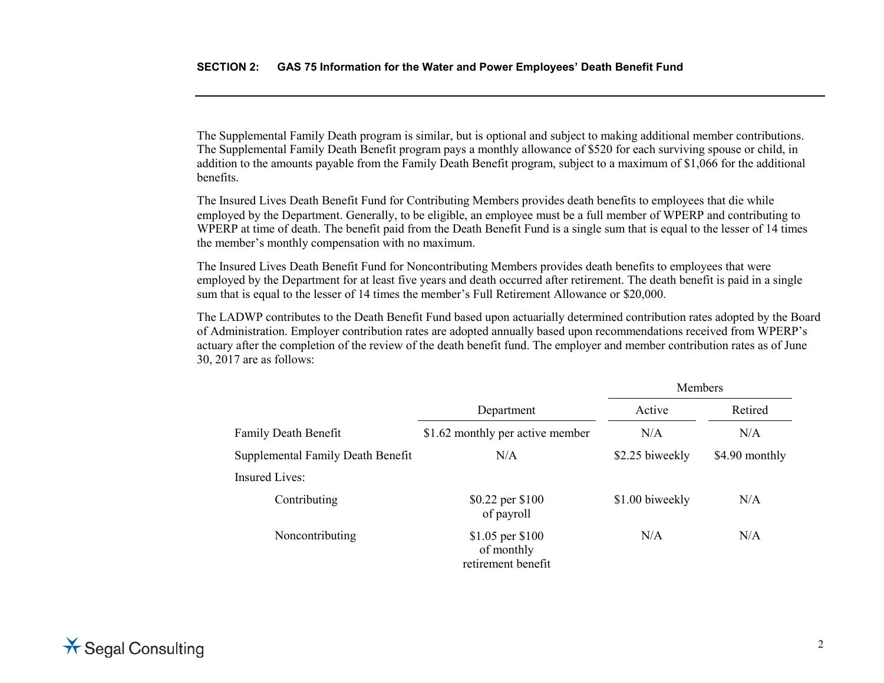The Supplemental Family Death program is similar, but is optional and subject to making additional member contributions. The Supplemental Family Death Benefit program pays a monthly allowance of $520 for each surviving spouse or child, in addition to the amounts payable from the Family Death Benefit program, subject to a maximum of $1,066 for the additional benefits.

The Insured Lives Death Benefit Fund for Contributing Members provides death benefits to employees that die while employed by the Department. Generally, to be eligible, an employee must be a full member of WPERP and contributing to WPERP at time of death. The benefit paid from the Death Benefit Fund is a single sum that is equal to the lesser of 14 times the member's monthly compensation with no maximum.

The Insured Lives Death Benefit Fund for Noncontributing Members provides death benefits to employees that were employed by the Department for at least five years and death occurred after retirement. The death benefit is paid in a single sum that is equal to the lesser of 14 times the member's Full Retirement Allowance or $20,000.

The LADWP contributes to the Death Benefit Fund based upon actuarially determined contribution rates adopted by the Board of Administration. Employer contribution rates are adopted annually based upon recommendations received from WPERP's actuary after the completion of the review of the death benefit fund. The employer and member contribution rates as of June 30, 2017 are as follows:

| | | Members | |
|---|---|---|---|
| | Department | Active | Retired |
| Family Death Benefit | $1.62 monthly per active member | N/A | N/A |
| Supplemental Family Death Benefit | N/A | $2.25 biweekly | $4.90 monthly |
| Insured Lives: | | | |
| Contributing | $0.22 per $100 of payroll | $1.00 biweekly | N/A |
| Noncontributing | $1.05 per $100 of monthly retirement benefit | N/A | N/A |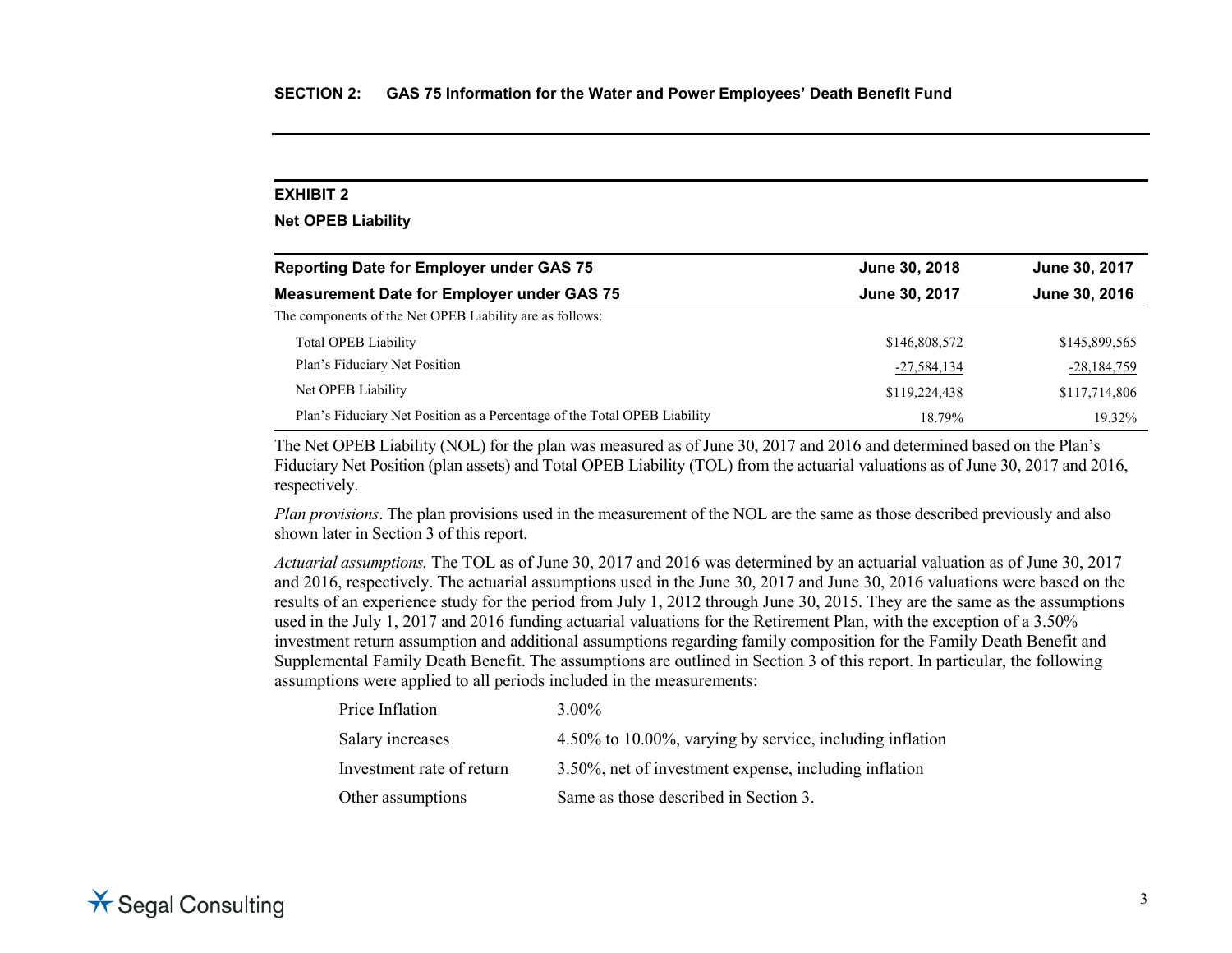## SECTION 2: GAS 75 Information for the Water and Power Employees' Death Benefit Fund

### EXHIBIT 2

**Net OPEB Liability**

| **Reporting Date for Employer under GAS 75** | **June 30, 2018** | **June 30, 2017** |
|---|---|---|
| **Measurement Date for Employer under GAS 75** | **June 30, 2017** | **June 30, 2016** |
| The components of the Net OPEB Liability are as follows: | | |
| Total OPEB Liability | $146,808,572 | $145,899,565 |
| Plan's Fiduciary Net Position | -27,584,134 | -28,184,759 |
| Net OPEB Liability | $119,224,438 | $117,714,806 |
| Plan's Fiduciary Net Position as a Percentage of the Total OPEB Liability | 18.79% | 19.32% |

The Net OPEB Liability (NOL) for the plan was measured as of June 30, 2017 and 2016 and determined based on the Plan's Fiduciary Net Position (plan assets) and Total OPEB Liability (TOL) from the actuarial valuations as of June 30, 2017 and 2016, respectively.

*Plan provisions*. The plan provisions used in the measurement of the NOL are the same as those described previously and also shown later in Section 3 of this report.

*Actuarial assumptions.* The TOL as of June 30, 2017 and 2016 was determined by an actuarial valuation as of June 30, 2017 and 2016, respectively. The actuarial assumptions used in the June 30, 2017 and June 30, 2016 valuations were based on the results of an experience study for the period from July 1, 2012 through June 30, 2015. They are the same as the assumptions used in the July 1, 2017 and 2016 funding actuarial valuations for the Retirement Plan, with the exception of a 3.50% investment return assumption and additional assumptions regarding family composition for the Family Death Benefit and Supplemental Family Death Benefit. The assumptions are outlined in Section 3 of this report. In particular, the following assumptions were applied to all periods included in the measurements:

| | |
|---|---|
| Price Inflation | 3.00% |
| Salary increases | 4.50% to 10.00%, varying by service, including inflation |
| Investment rate of return | 3.50%, net of investment expense, including inflation |
| Other assumptions | Same as those described in Section 3. |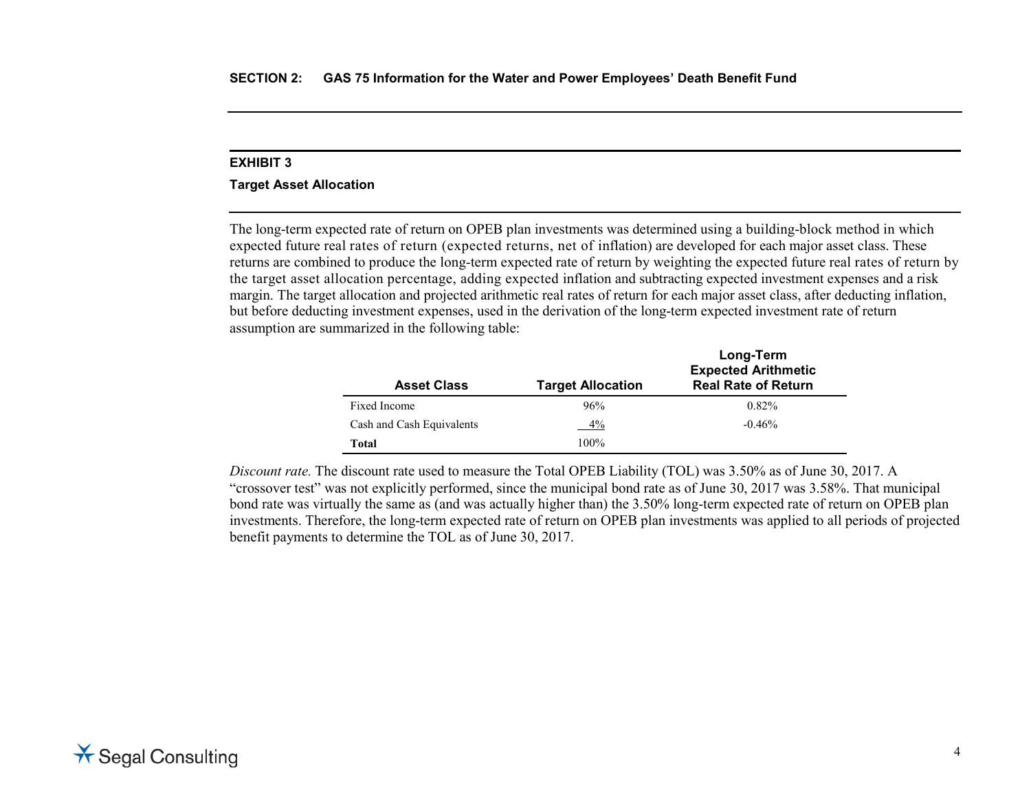## SECTION 2: GAS 75 Information for the Water and Power Employees' Death Benefit Fund

### EXHIBIT 3

### Target Asset Allocation

The long-term expected rate of return on OPEB plan investments was determined using a building-block method in which expected future real rates of return (expected returns, net of inflation) are developed for each major asset class. These returns are combined to produce the long-term expected rate of return by weighting the expected future real rates of return by the target asset allocation percentage, adding expected inflation and subtracting expected investment expenses and a risk margin. The target allocation and projected arithmetic real rates of return for each major asset class, after deducting inflation, but before deducting investment expenses, used in the derivation of the long-term expected investment rate of return assumption are summarized in the following table:

| Asset Class | Target Allocation | Long-Term Expected Arithmetic Real Rate of Return |
|---|---|---|
| Fixed Income | 96% | 0.82% |
| Cash and Cash Equivalents | 4% | -0.46% |
| **Total** | 100% | |

*Discount rate.* The discount rate used to measure the Total OPEB Liability (TOL) was 3.50% as of June 30, 2017. A "crossover test" was not explicitly performed, since the municipal bond rate as of June 30, 2017 was 3.58%. That municipal bond rate was virtually the same as (and was actually higher than) the 3.50% long-term expected rate of return on OPEB plan investments. Therefore, the long-term expected rate of return on OPEB plan investments was applied to all periods of projected benefit payments to determine the TOL as of June 30, 2017.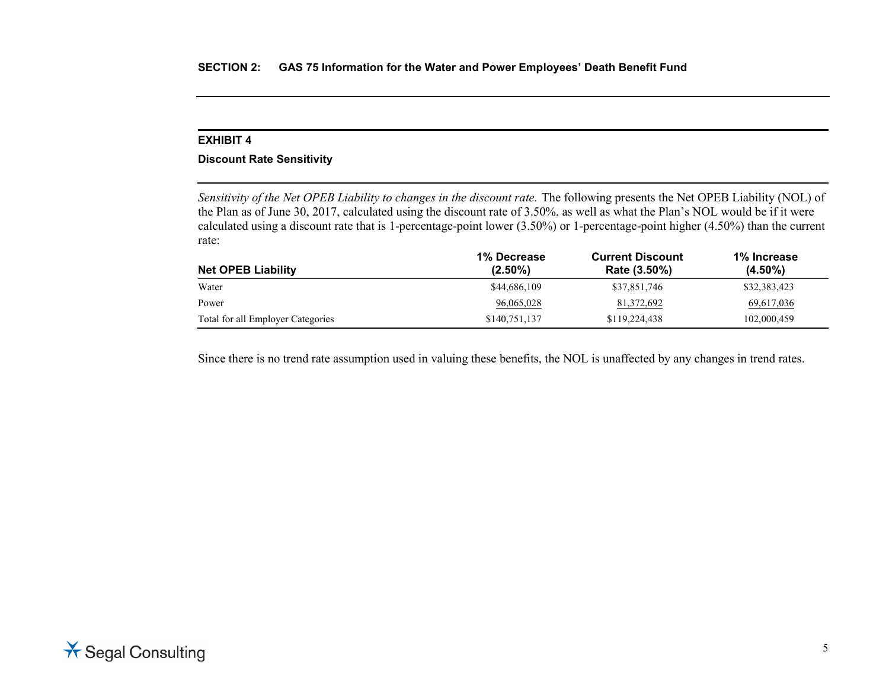## SECTION 2: GAS 75 Information for the Water and Power Employees' Death Benefit Fund

### EXHIBIT 4

**Discount Rate Sensitivity**

*Sensitivity of the Net OPEB Liability to changes in the discount rate.* The following presents the Net OPEB Liability (NOL) of the Plan as of June 30, 2017, calculated using the discount rate of 3.50%, as well as what the Plan's NOL would be if it were calculated using a discount rate that is 1-percentage-point lower (3.50%) or 1-percentage-point higher (4.50%) than the current rate:

| Net OPEB Liability | 1% Decrease (2.50%) | Current Discount Rate (3.50%) | 1% Increase (4.50%) |
|---|---|---|---|
| Water | $44,686,109 | $37,851,746 | $32,383,423 |
| Power | 96,065,028 | 81,372,692 | 69,617,036 |
| Total for all Employer Categories | $140,751,137 | $119,224,438 | 102,000,459 |

Since there is no trend rate assumption used in valuing these benefits, the NOL is unaffected by any changes in trend rates.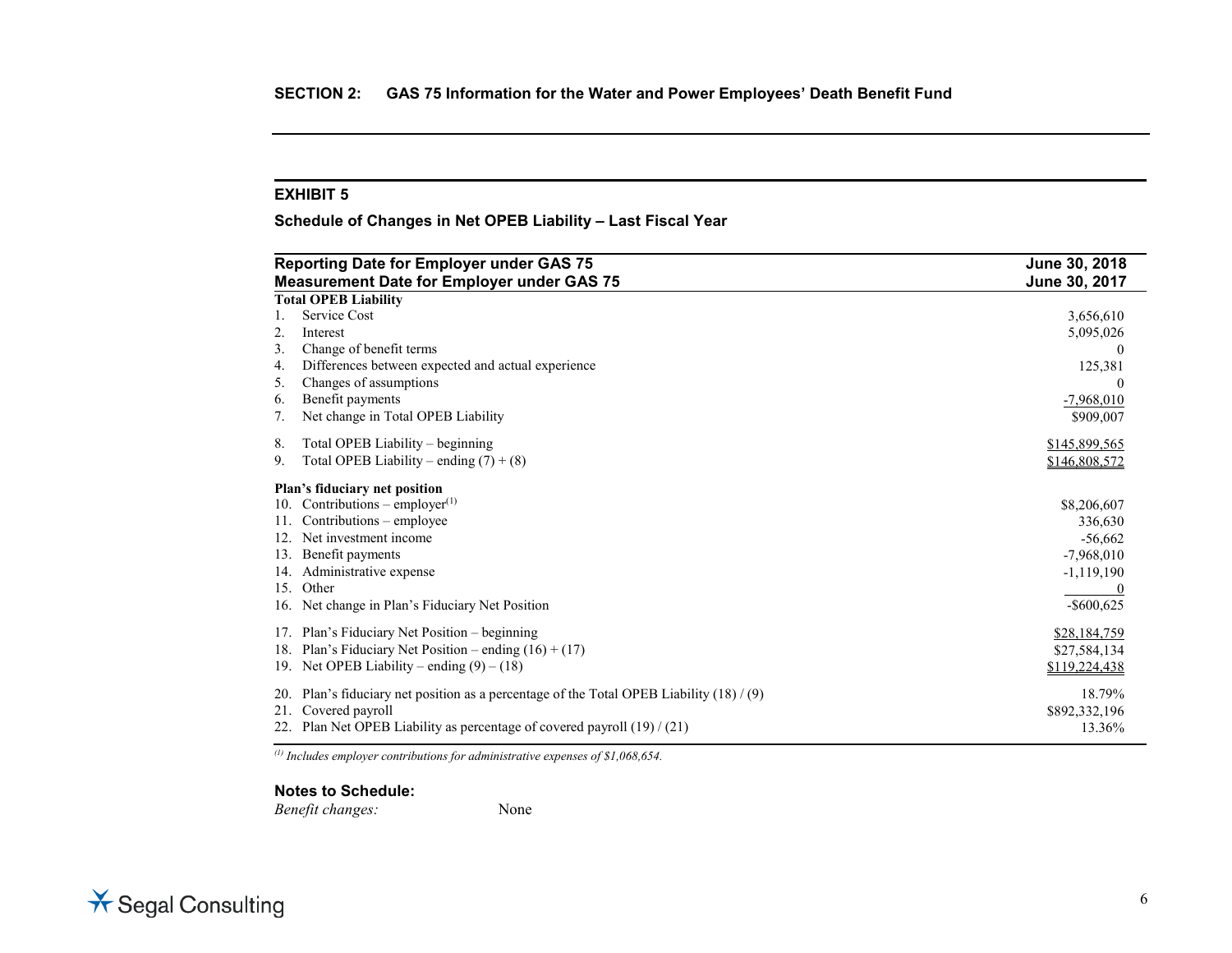## SECTION 2: GAS 75 Information for the Water and Power Employees' Death Benefit Fund

### EXHIBIT 5

**Schedule of Changes in Net OPEB Liability – Last Fiscal Year**

| **Reporting Date for Employer under GAS 75**<br>**Measurement Date for Employer under GAS 75** | **June 30, 2018**<br>**June 30, 2017** |
|---|---|
| **Total OPEB Liability** | |
| 1. Service Cost | 3,656,610 |
| 2. Interest | 5,095,026 |
| 3. Change of benefit terms | 0 |
| 4. Differences between expected and actual experience | 125,381 |
| 5. Changes of assumptions | 0 |
| 6. Benefit payments | -7,968,010 |
| 7. Net change in Total OPEB Liability | $909,007 |
| 8. Total OPEB Liability – beginning | $145,899,565 |
| 9. Total OPEB Liability – ending (7) + (8) | $146,808,572 |
| **Plan's fiduciary net position** | |
| 10. Contributions – employer[1] | $8,206,607 |
| 11. Contributions – employee | 336,630 |
| 12. Net investment income | -56,662 |
| 13. Benefit payments | -7,968,010 |
| 14. Administrative expense | -1,119,190 |
| 15. Other | 0 |
| 16. Net change in Plan's Fiduciary Net Position | -$600,625 |
| 17. Plan's Fiduciary Net Position – beginning | $28,184,759 |
| 18. Plan's Fiduciary Net Position – ending (16) + (17) | $27,584,134 |
| 19. Net OPEB Liability – ending (9) – (18) | $119,224,438 |
| 20. Plan's fiduciary net position as a percentage of the Total OPEB Liability (18) / (9) | 18.79% |
| 21. Covered payroll | $892,332,196 |
| 22. Plan Net OPEB Liability as percentage of covered payroll (19) / (21) | 13.36% |

*[1] Includes employer contributions for administrative expenses of $1,068,654.*

**Notes to Schedule:**

*Benefit changes:* None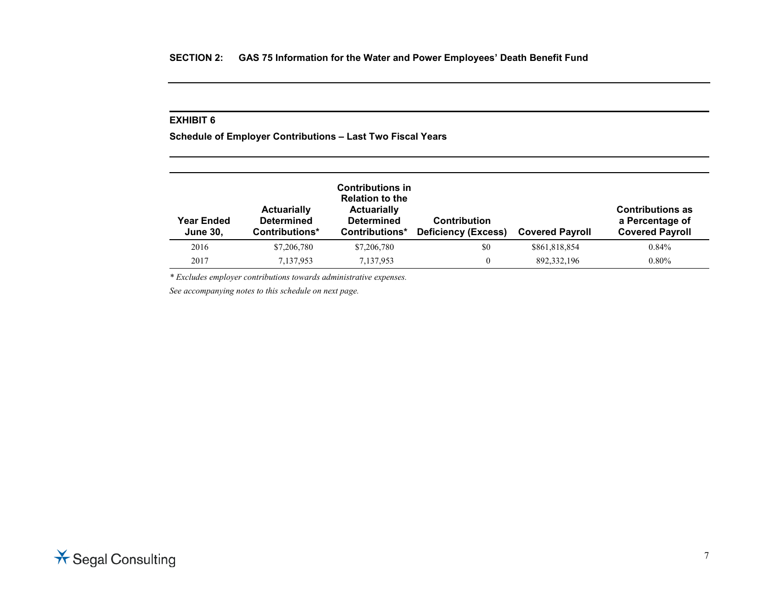**SECTION 2: GAS 75 Information for the Water and Power Employees' Death Benefit Fund**

**EXHIBIT 6**

**Schedule of Employer Contributions – Last Two Fiscal Years**

| Year Ended June 30, | Actuarially Determined Contributions* | Contributions in Relation to the Actuarially Determined Contributions* | Contribution Deficiency (Excess) | Covered Payroll | Contributions as a Percentage of Covered Payroll |
|---|---|---|---|---|---|
| 2016 | $7,206,780 | $7,206,780 | $0 | $861,818,854 | 0.84% |
| 2017 | 7,137,953 | 7,137,953 | 0 | 892,332,196 | 0.80% |

*\* Excludes employer contributions towards administrative expenses.*

*See accompanying notes to this schedule on next page.*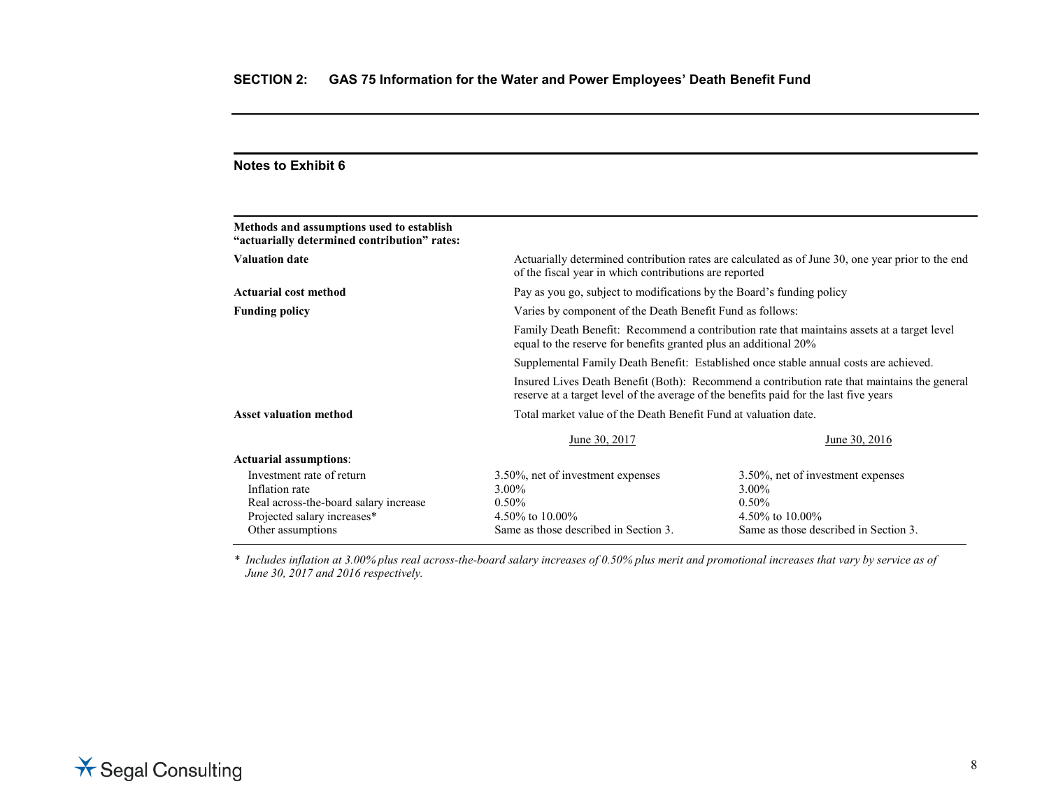## SECTION 2: GAS 75 Information for the Water and Power Employees' Death Benefit Fund

### Notes to Exhibit 6

| **Methods and assumptions used to establish "actuarially determined contribution" rates:** | | |
|---|---|---|
| **Valuation date** | Actuarially determined contribution rates are calculated as of June 30, one year prior to the end of the fiscal year in which contributions are reported | |
| **Actuarial cost method** | Pay as you go, subject to modifications by the Board's funding policy | |
| **Funding policy** | Varies by component of the Death Benefit Fund as follows: | |
| | Family Death Benefit: Recommend a contribution rate that maintains assets at a target level equal to the reserve for benefits granted plus an additional 20% | |
| | Supplemental Family Death Benefit: Established once stable annual costs are achieved. | |
| | Insured Lives Death Benefit (Both): Recommend a contribution rate that maintains the general reserve at a target level of the average of the benefits paid for the last five years | |
| **Asset valuation method** | Total market value of the Death Benefit Fund at valuation date. | |
| | June 30, 2017 | June 30, 2016 |
| **Actuarial assumptions**: | | |
| Investment rate of return | 3.50%, net of investment expenses | 3.50%, net of investment expenses |
| Inflation rate | 3.00% | 3.00% |
| Real across-the-board salary increase | 0.50% | 0.50% |
| Projected salary increases* | 4.50% to 10.00% | 4.50% to 10.00% |
| Other assumptions | Same as those described in Section 3. | Same as those described in Section 3. |

\* *Includes inflation at 3.00% plus real across-the-board salary increases of 0.50% plus merit and promotional increases that vary by service as of June 30, 2017 and 2016 respectively.*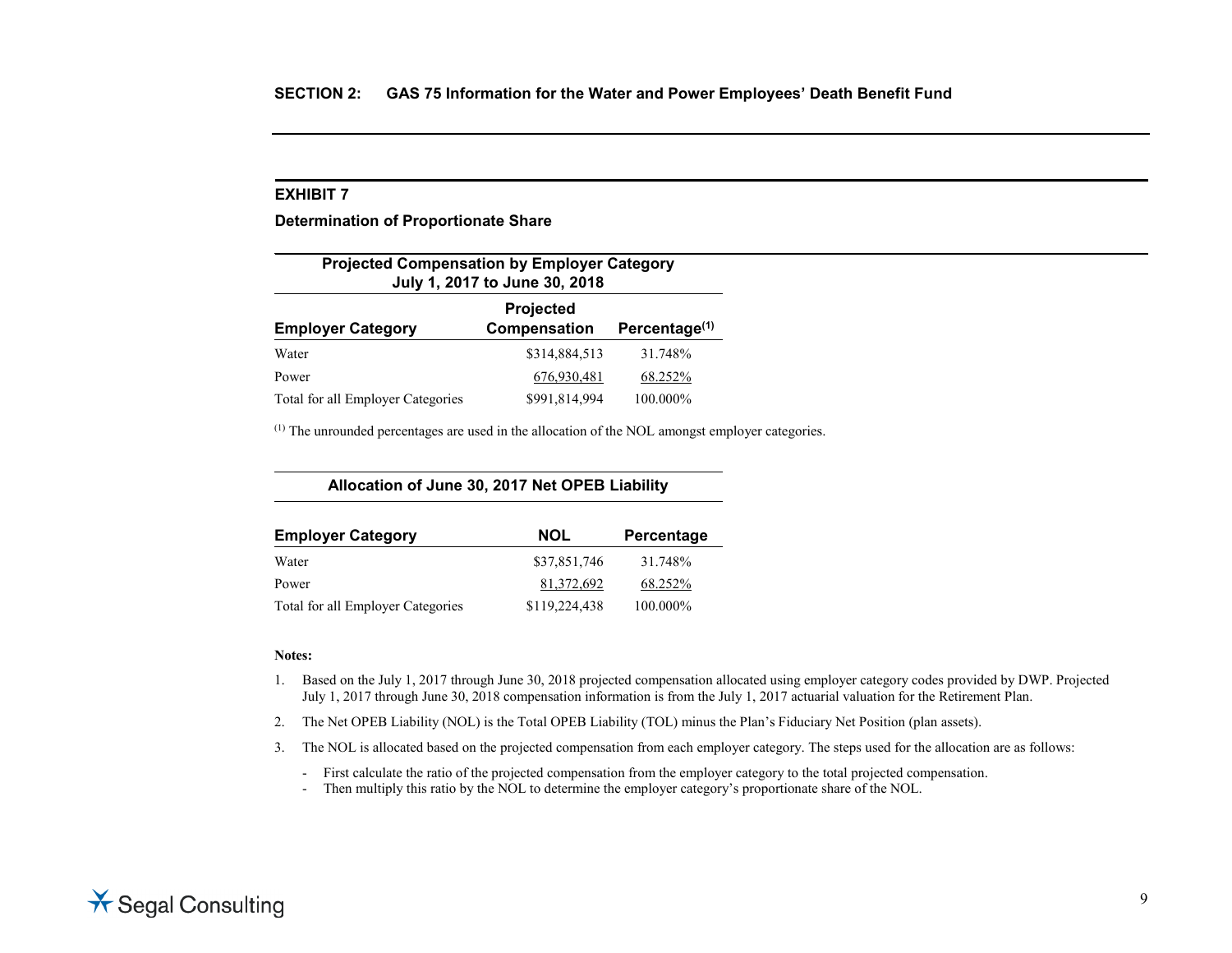## SECTION 2: GAS 75 Information for the Water and Power Employees' Death Benefit Fund

### EXHIBIT 7

**Determination of Proportionate Share**

| Projected Compensation by Employer Category July 1, 2017 to June 30, 2018 | | |
|---|---|---|
| **Employer Category** | **Projected Compensation** | **Percentage[(1)]** |
| Water | $314,884,513 | 31.748% |
| Power | 676,930,481 | 68.252% |
| Total for all Employer Categories | $991,814,994 | 100.000% |

[(1)] The unrounded percentages are used in the allocation of the NOL amongst employer categories.

| Allocation of June 30, 2017 Net OPEB Liability | | |
|---|---|---|
| **Employer Category** | **NOL** | **Percentage** |
| Water | $37,851,746 | 31.748% |
| Power | 81,372,692 | 68.252% |
| Total for all Employer Categories | $119,224,438 | 100.000% |

**Notes:**

1. Based on the July 1, 2017 through June 30, 2018 projected compensation allocated using employer category codes provided by DWP. Projected July 1, 2017 through June 30, 2018 compensation information is from the July 1, 2017 actuarial valuation for the Retirement Plan.
2. The Net OPEB Liability (NOL) is the Total OPEB Liability (TOL) minus the Plan's Fiduciary Net Position (plan assets).
3. The NOL is allocated based on the projected compensation from each employer category. The steps used for the allocation are as follows:
   - First calculate the ratio of the projected compensation from the employer category to the total projected compensation.
   - Then multiply this ratio by the NOL to determine the employer category's proportionate share of the NOL.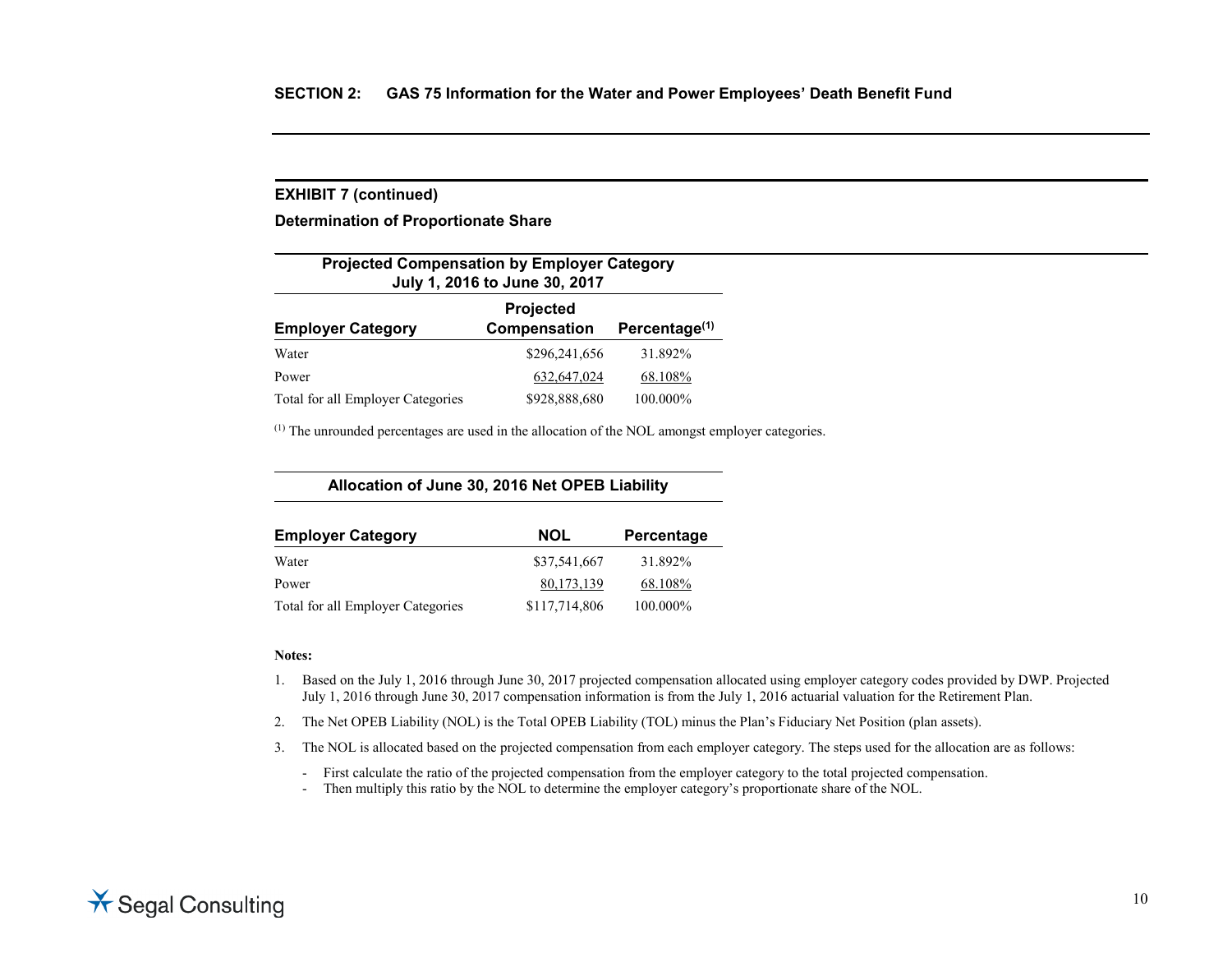## SECTION 2: GAS 75 Information for the Water and Power Employees' Death Benefit Fund

### EXHIBIT 7 (continued)

### Determination of Proportionate Share

**Projected Compensation by Employer Category**
**July 1, 2016 to June 30, 2017**

| Employer Category | Projected Compensation | Percentage[1] |
|---|---|---|
| Water | $296,241,656 | 31.892% |
| Power | 632,647,024 | 68.108% |
| Total for all Employer Categories | $928,888,680 | 100.000% |

[1] The unrounded percentages are used in the allocation of the NOL amongst employer categories.

**Allocation of June 30, 2016 Net OPEB Liability**

| Employer Category | NOL | Percentage |
|---|---|---|
| Water | $37,541,667 | 31.892% |
| Power | 80,173,139 | 68.108% |
| Total for all Employer Categories | $117,714,806 | 100.000% |

**Notes:**

1. Based on the July 1, 2016 through June 30, 2017 projected compensation allocated using employer category codes provided by DWP. Projected July 1, 2016 through June 30, 2017 compensation information is from the July 1, 2016 actuarial valuation for the Retirement Plan.
2. The Net OPEB Liability (NOL) is the Total OPEB Liability (TOL) minus the Plan's Fiduciary Net Position (plan assets).
3. The NOL is allocated based on the projected compensation from each employer category. The steps used for the allocation are as follows:
   - First calculate the ratio of the projected compensation from the employer category to the total projected compensation.
   - Then multiply this ratio by the NOL to determine the employer category's proportionate share of the NOL.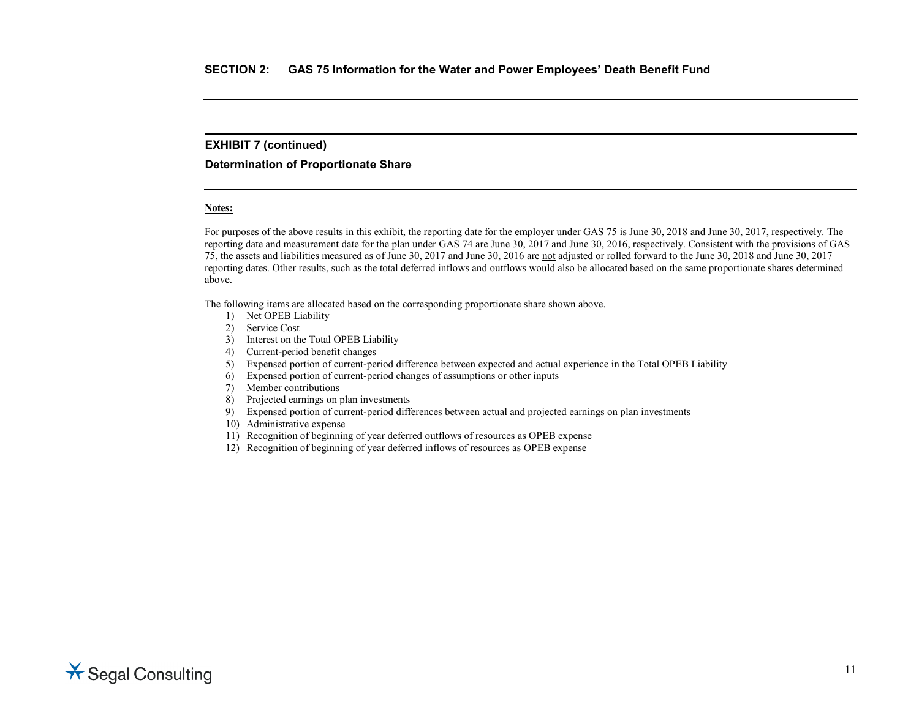## SECTION 2: GAS 75 Information for the Water and Power Employees' Death Benefit Fund

### EXHIBIT 7 (continued)

### Determination of Proportionate Share

**Notes:**

For purposes of the above results in this exhibit, the reporting date for the employer under GAS 75 is June 30, 2018 and June 30, 2017, respectively. The reporting date and measurement date for the plan under GAS 74 are June 30, 2017 and June 30, 2016, respectively. Consistent with the provisions of GAS 75, the assets and liabilities measured as of June 30, 2017 and June 30, 2016 are not adjusted or rolled forward to the June 30, 2018 and June 30, 2017 reporting dates. Other results, such as the total deferred inflows and outflows would also be allocated based on the same proportionate shares determined above.

The following items are allocated based on the corresponding proportionate share shown above.

1) Net OPEB Liability
2) Service Cost
3) Interest on the Total OPEB Liability
4) Current-period benefit changes
5) Expensed portion of current-period difference between expected and actual experience in the Total OPEB Liability
6) Expensed portion of current-period changes of assumptions or other inputs
7) Member contributions
8) Projected earnings on plan investments
9) Expensed portion of current-period differences between actual and projected earnings on plan investments
10) Administrative expense
11) Recognition of beginning of year deferred outflows of resources as OPEB expense
12) Recognition of beginning of year deferred inflows of resources as OPEB expense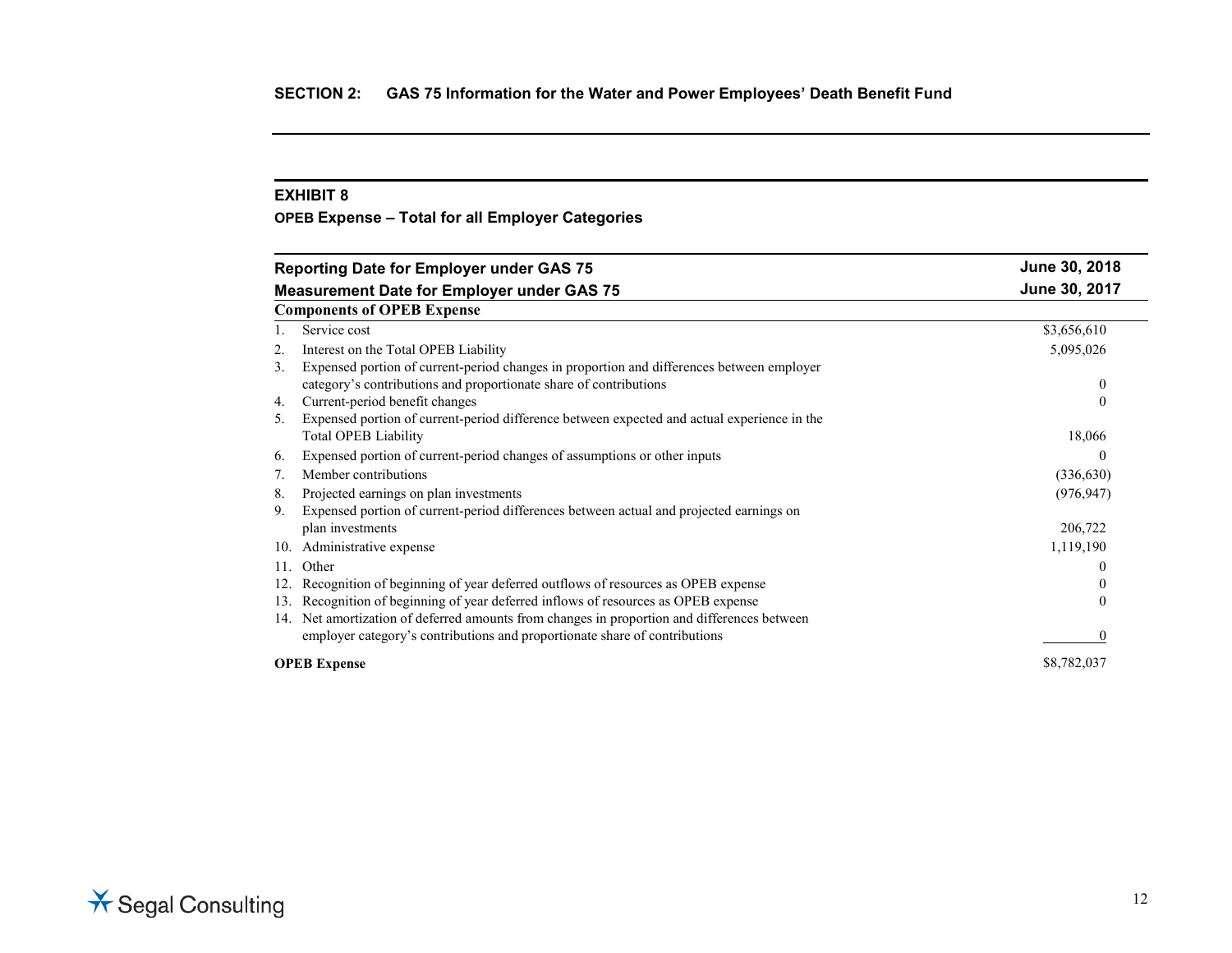## SECTION 2: GAS 75 Information for the Water and Power Employees' Death Benefit Fund

### EXHIBIT 8

**OPEB Expense – Total for all Employer Categories**

| **Reporting Date for Employer under GAS 75** | **June 30, 2018** |
|---|---|
| **Measurement Date for Employer under GAS 75** | **June 30, 2017** |
| **Components of OPEB Expense** | |
| 1. Service cost | $3,656,610 |
| 2. Interest on the Total OPEB Liability | 5,095,026 |
| 3. Expensed portion of current-period changes in proportion and differences between employer category's contributions and proportionate share of contributions | 0 |
| 4. Current-period benefit changes | 0 |
| 5. Expensed portion of current-period difference between expected and actual experience in the Total OPEB Liability | 18,066 |
| 6. Expensed portion of current-period changes of assumptions or other inputs | 0 |
| 7. Member contributions | (336,630) |
| 8. Projected earnings on plan investments | (976,947) |
| 9. Expensed portion of current-period differences between actual and projected earnings on plan investments | 206,722 |
| 10. Administrative expense | 1,119,190 |
| 11. Other | 0 |
| 12. Recognition of beginning of year deferred outflows of resources as OPEB expense | 0 |
| 13. Recognition of beginning of year deferred inflows of resources as OPEB expense | 0 |
| 14. Net amortization of deferred amounts from changes in proportion and differences between employer category's contributions and proportionate share of contributions | 0 |
| **OPEB Expense** | $8,782,037 |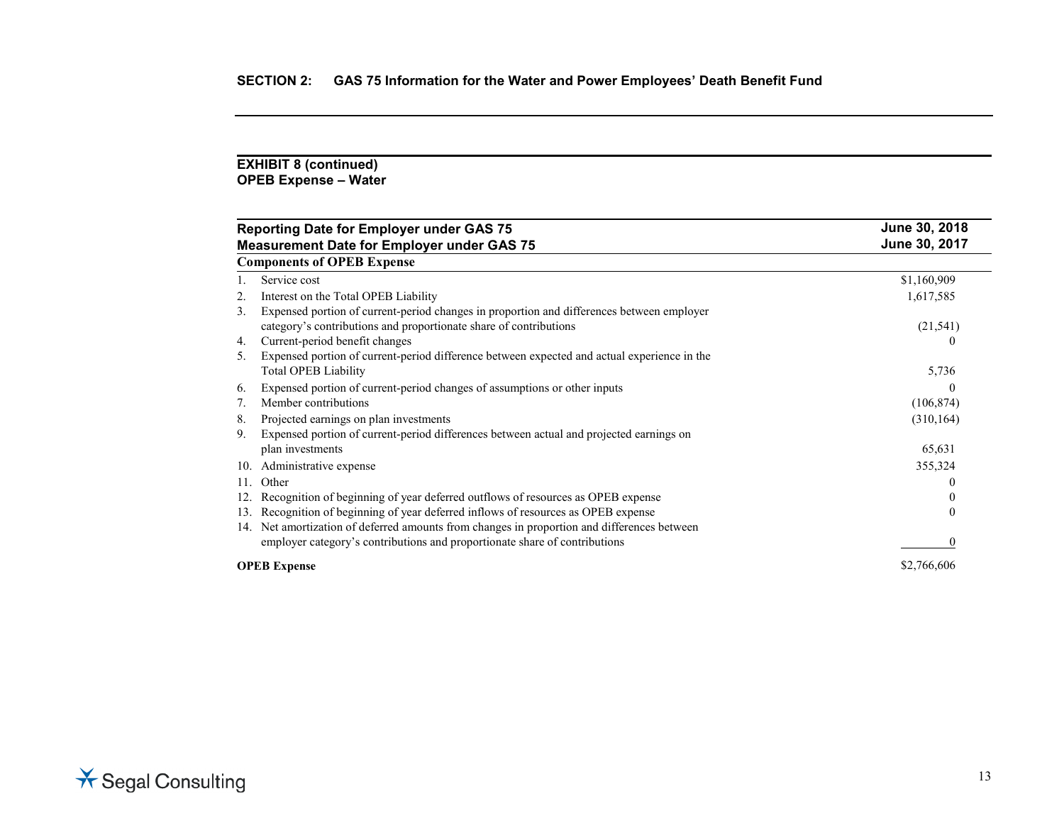## SECTION 2: GAS 75 Information for the Water and Power Employees' Death Benefit Fund

### EXHIBIT 8 (continued)
### OPEB Expense – Water

| Reporting Date for Employer under GAS 75<br>Measurement Date for Employer under GAS 75 | June 30, 2018<br>June 30, 2017 |
|---|---|
| **Components of OPEB Expense** | |
| 1. Service cost | $1,160,909 |
| 2. Interest on the Total OPEB Liability | 1,617,585 |
| 3. Expensed portion of current-period changes in proportion and differences between employer category's contributions and proportionate share of contributions | (21,541) |
| 4. Current-period benefit changes | 0 |
| 5. Expensed portion of current-period difference between expected and actual experience in the Total OPEB Liability | 5,736 |
| 6. Expensed portion of current-period changes of assumptions or other inputs | 0 |
| 7. Member contributions | (106,874) |
| 8. Projected earnings on plan investments | (310,164) |
| 9. Expensed portion of current-period differences between actual and projected earnings on plan investments | 65,631 |
| 10. Administrative expense | 355,324 |
| 11. Other | 0 |
| 12. Recognition of beginning of year deferred outflows of resources as OPEB expense | 0 |
| 13. Recognition of beginning of year deferred inflows of resources as OPEB expense | 0 |
| 14. Net amortization of deferred amounts from changes in proportion and differences between employer category's contributions and proportionate share of contributions | 0 |
| **OPEB Expense** | $2,766,606 |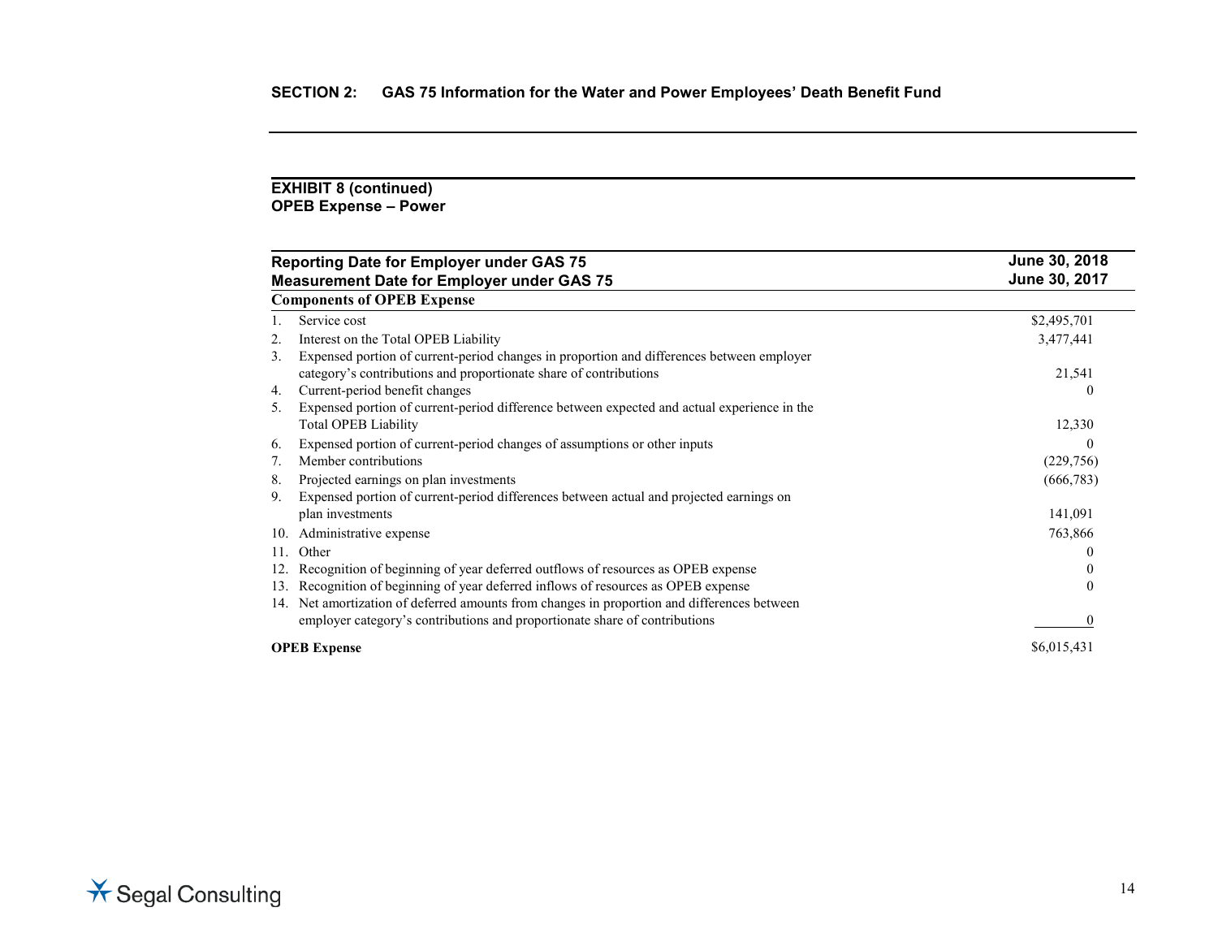## SECTION 2: GAS 75 Information for the Water and Power Employees' Death Benefit Fund

### EXHIBIT 8 (continued)
### OPEB Expense – Power

| Reporting Date for Employer under GAS 75<br>Measurement Date for Employer under GAS 75 | June 30, 2018<br>June 30, 2017 |
|---|---|
| **Components of OPEB Expense** | |
| 1. Service cost | $2,495,701 |
| 2. Interest on the Total OPEB Liability | 3,477,441 |
| 3. Expensed portion of current-period changes in proportion and differences between employer category's contributions and proportionate share of contributions | 21,541 |
| 4. Current-period benefit changes | 0 |
| 5. Expensed portion of current-period difference between expected and actual experience in the Total OPEB Liability | 12,330 |
| 6. Expensed portion of current-period changes of assumptions or other inputs | 0 |
| 7. Member contributions | (229,756) |
| 8. Projected earnings on plan investments | (666,783) |
| 9. Expensed portion of current-period differences between actual and projected earnings on plan investments | 141,091 |
| 10. Administrative expense | 763,866 |
| 11. Other | 0 |
| 12. Recognition of beginning of year deferred outflows of resources as OPEB expense | 0 |
| 13. Recognition of beginning of year deferred inflows of resources as OPEB expense | 0 |
| 14. Net amortization of deferred amounts from changes in proportion and differences between employer category's contributions and proportionate share of contributions | 0 |
| **OPEB Expense** | $6,015,431 |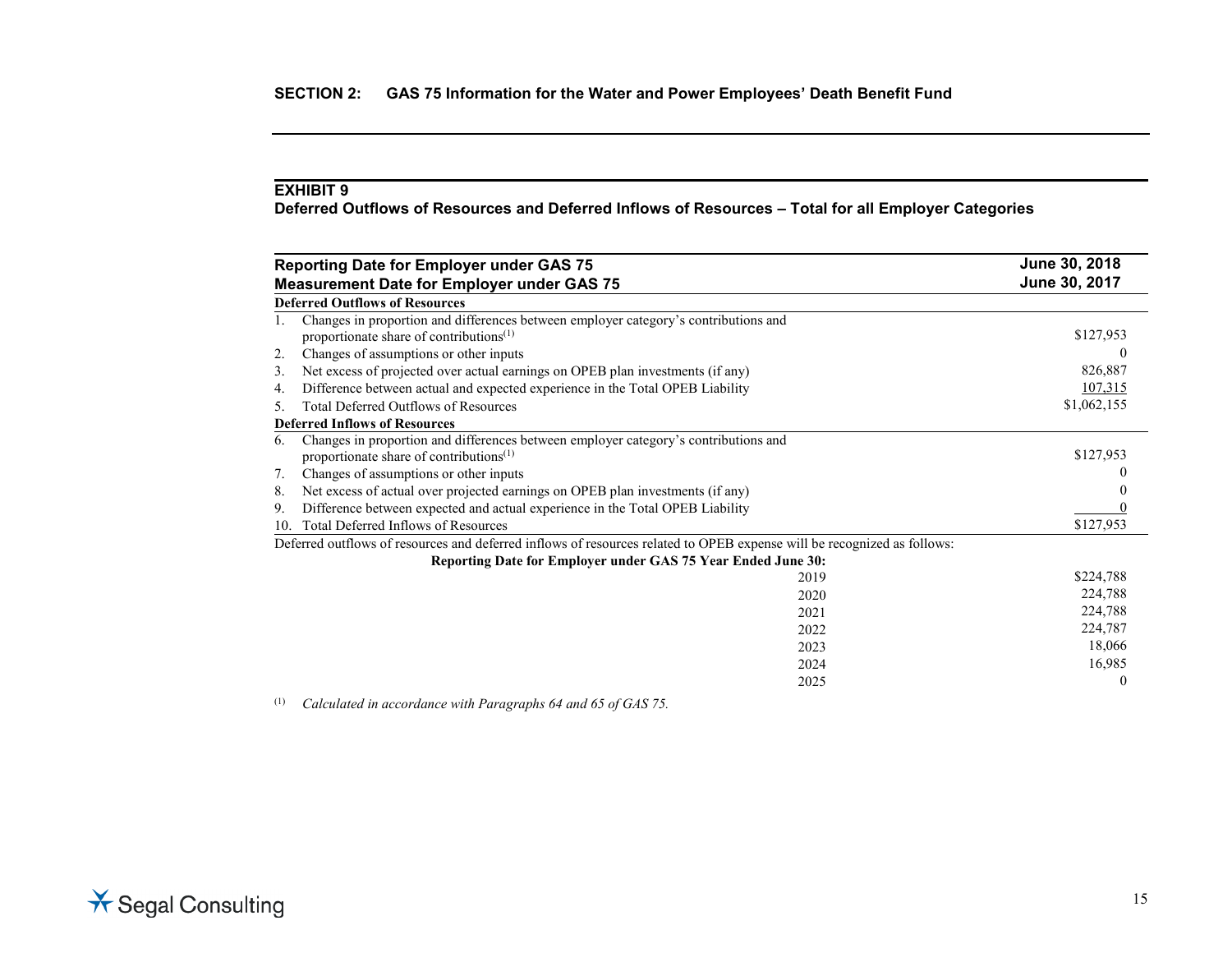## SECTION 2: GAS 75 Information for the Water and Power Employees' Death Benefit Fund

### EXHIBIT 9
**Deferred Outflows of Resources and Deferred Inflows of Resources – Total for all Employer Categories**

| **Reporting Date for Employer under GAS 75**<br>**Measurement Date for Employer under GAS 75** | **June 30, 2018**<br>**June 30, 2017** |
|---|---|
| **Deferred Outflows of Resources** | |
| 1. Changes in proportion and differences between employer category's contributions and proportionate share of contributions[(1)] | $127,953 |
| 2. Changes of assumptions or other inputs | 0 |
| 3. Net excess of projected over actual earnings on OPEB plan investments (if any) | 826,887 |
| 4. Difference between actual and expected experience in the Total OPEB Liability | 107,315 |
| 5. Total Deferred Outflows of Resources | $1,062,155 |
| **Deferred Inflows of Resources** | |
| 6. Changes in proportion and differences between employer category's contributions and proportionate share of contributions[(1)] | $127,953 |
| 7. Changes of assumptions or other inputs | 0 |
| 8. Net excess of actual over projected earnings on OPEB plan investments (if any) | 0 |
| 9. Difference between expected and actual experience in the Total OPEB Liability | 0 |
| 10. Total Deferred Inflows of Resources | $127,953 |

Deferred outflows of resources and deferred inflows of resources related to OPEB expense will be recognized as follows:

| **Reporting Date for Employer under GAS 75 Year Ended June 30:** | |
|---|---|
| 2019 | $224,788 |
| 2020 | 224,788 |
| 2021 | 224,788 |
| 2022 | 224,787 |
| 2023 | 18,066 |
| 2024 | 16,985 |
| 2025 | 0 |

(1) *Calculated in accordance with Paragraphs 64 and 65 of GAS 75.*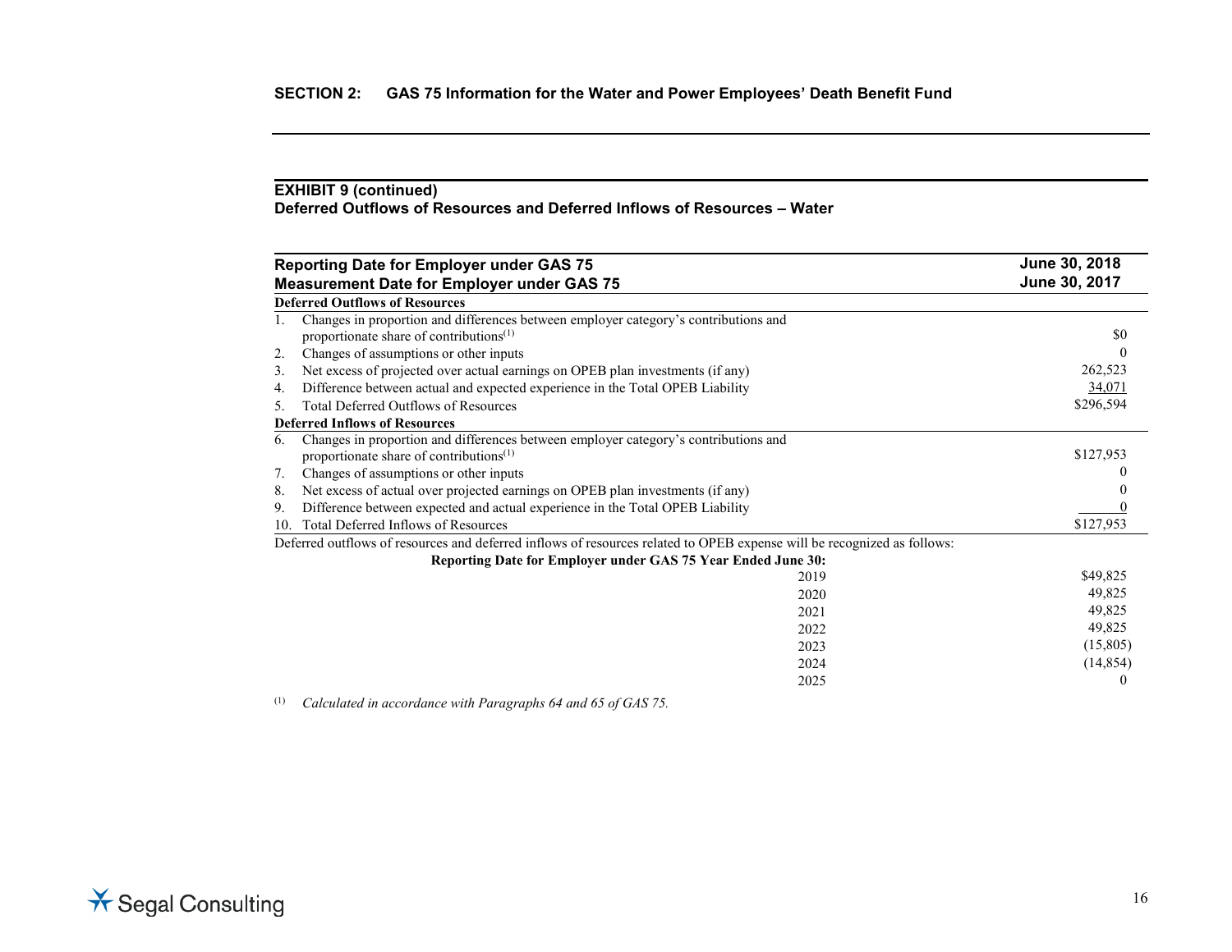## SECTION 2: GAS 75 Information for the Water and Power Employees' Death Benefit Fund

### EXHIBIT 9 (continued)
### Deferred Outflows of Resources and Deferred Inflows of Resources – Water

| Reporting Date for Employer under GAS 75<br>Measurement Date for Employer under GAS 75 | June 30, 2018<br>June 30, 2017 |
|---|---|
| **Deferred Outflows of Resources** | |
| 1. Changes in proportion and differences between employer category's contributions and proportionate share of contributions[1] | $0 |
| 2. Changes of assumptions or other inputs | 0 |
| 3. Net excess of projected over actual earnings on OPEB plan investments (if any) | 262,523 |
| 4. Difference between actual and expected experience in the Total OPEB Liability | 34,071 |
| 5. Total Deferred Outflows of Resources | $296,594 |
| **Deferred Inflows of Resources** | |
| 6. Changes in proportion and differences between employer category's contributions and proportionate share of contributions[1] | $127,953 |
| 7. Changes of assumptions or other inputs | 0 |
| 8. Net excess of actual over projected earnings on OPEB plan investments (if any) | 0 |
| 9. Difference between expected and actual experience in the Total OPEB Liability | 0 |
| 10. Total Deferred Inflows of Resources | $127,953 |

Deferred outflows of resources and deferred inflows of resources related to OPEB expense will be recognized as follows:

| Reporting Date for Employer under GAS 75 Year Ended June 30: | |
|---|---|
| 2019 | $49,825 |
| 2020 | 49,825 |
| 2021 | 49,825 |
| 2022 | 49,825 |
| 2023 | (15,805) |
| 2024 | (14,854) |
| 2025 | 0 |

[1] *Calculated in accordance with Paragraphs 64 and 65 of GAS 75.*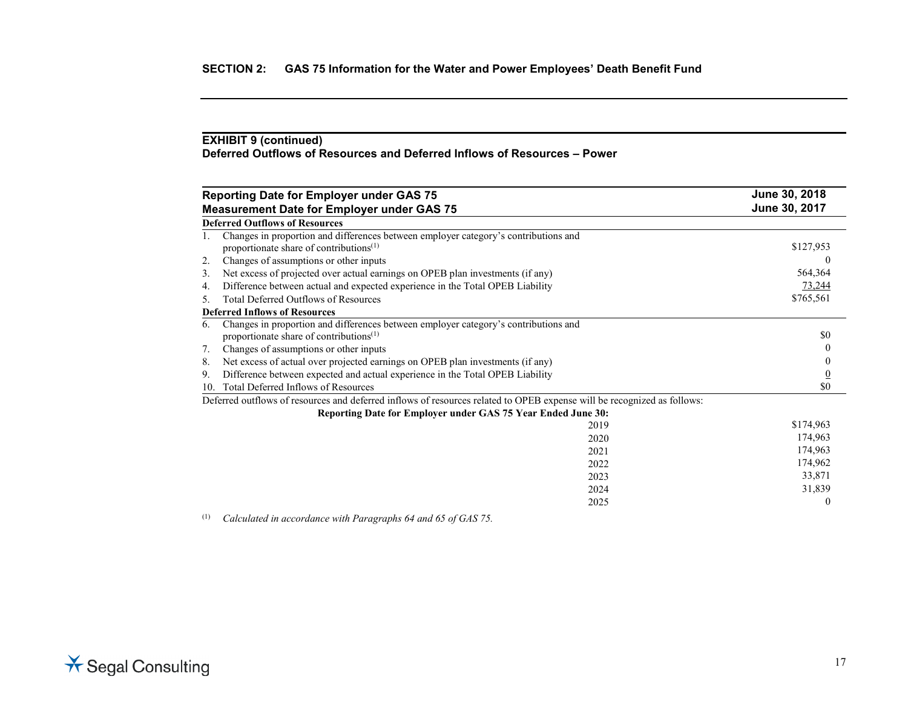## SECTION 2: GAS 75 Information for the Water and Power Employees' Death Benefit Fund

### EXHIBIT 9 (continued)
### Deferred Outflows of Resources and Deferred Inflows of Resources – Power

| Reporting Date for Employer under GAS 75<br>Measurement Date for Employer under GAS 75 | June 30, 2018<br>June 30, 2017 |
|---|---|
| **Deferred Outflows of Resources** | |
| 1. Changes in proportion and differences between employer category's contributions and proportionate share of contributions[1] | $127,953 |
| 2. Changes of assumptions or other inputs | 0 |
| 3. Net excess of projected over actual earnings on OPEB plan investments (if any) | 564,364 |
| 4. Difference between actual and expected experience in the Total OPEB Liability | 73,244 |
| 5. Total Deferred Outflows of Resources | $765,561 |
| **Deferred Inflows of Resources** | |
| 6. Changes in proportion and differences between employer category's contributions and proportionate share of contributions[1] | $0 |
| 7. Changes of assumptions or other inputs | 0 |
| 8. Net excess of actual over projected earnings on OPEB plan investments (if any) | 0 |
| 9. Difference between expected and actual experience in the Total OPEB Liability | 0 |
| 10. Total Deferred Inflows of Resources | $0 |

Deferred outflows of resources and deferred inflows of resources related to OPEB expense will be recognized as follows:

| Reporting Date for Employer under GAS 75 Year Ended June 30: | |
|---|---|
| 2019 | $174,963 |
| 2020 | 174,963 |
| 2021 | 174,963 |
| 2022 | 174,962 |
| 2023 | 33,871 |
| 2024 | 31,839 |
| 2025 | 0 |

[1] *Calculated in accordance with Paragraphs 64 and 65 of GAS 75.*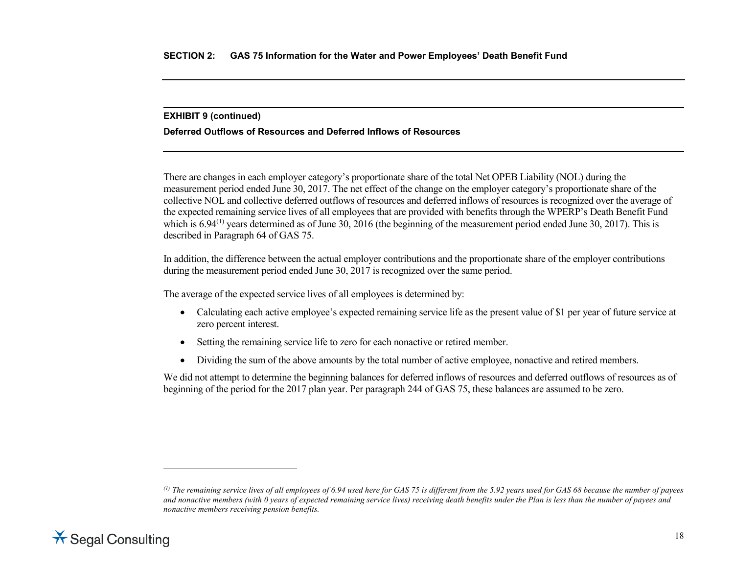**SECTION 2: GAS 75 Information for the Water and Power Employees' Death Benefit Fund**

**EXHIBIT 9 (continued)**

**Deferred Outflows of Resources and Deferred Inflows of Resources**

There are changes in each employer category's proportionate share of the total Net OPEB Liability (NOL) during the measurement period ended June 30, 2017. The net effect of the change on the employer category's proportionate share of the collective NOL and collective deferred outflows of resources and deferred inflows of resources is recognized over the average of the expected remaining service lives of all employees that are provided with benefits through the WPERP's Death Benefit Fund which is 6.94[(1)] years determined as of June 30, 2016 (the beginning of the measurement period ended June 30, 2017). This is described in Paragraph 64 of GAS 75.

In addition, the difference between the actual employer contributions and the proportionate share of the employer contributions during the measurement period ended June 30, 2017 is recognized over the same period.

The average of the expected service lives of all employees is determined by:

- Calculating each active employee's expected remaining service life as the present value of $1 per year of future service at zero percent interest.
- Setting the remaining service life to zero for each nonactive or retired member.
- Dividing the sum of the above amounts by the total number of active employee, nonactive and retired members.

We did not attempt to determine the beginning balances for deferred inflows of resources and deferred outflows of resources as of beginning of the period for the 2017 plan year. Per paragraph 244 of GAS 75, these balances are assumed to be zero.

---

*[(1)] The remaining service lives of all employees of 6.94 used here for GAS 75 is different from the 5.92 years used for GAS 68 because the number of payees and nonactive members (with 0 years of expected remaining service lives) receiving death benefits under the Plan is less than the number of payees and nonactive members receiving pension benefits.*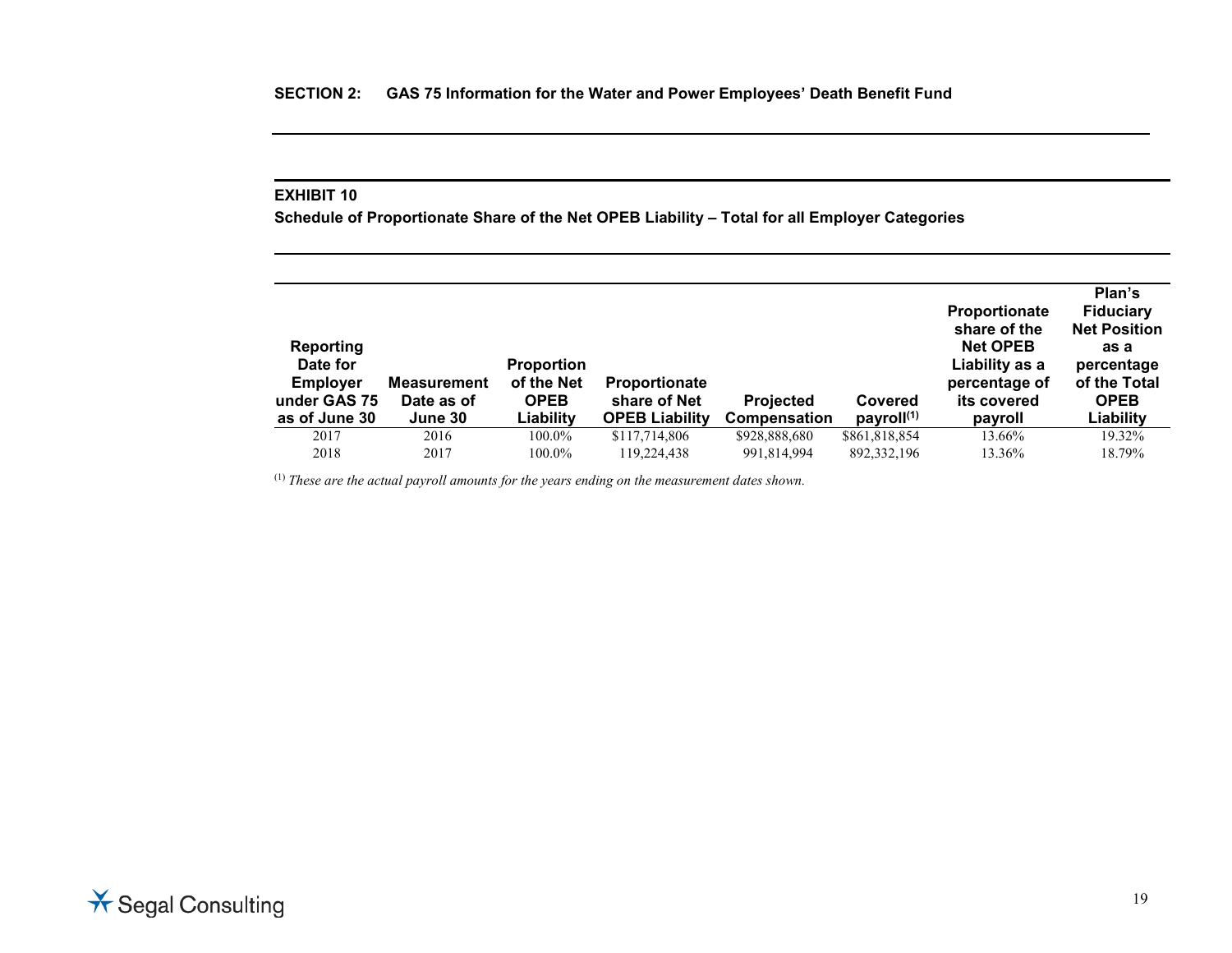## SECTION 2: GAS 75 Information for the Water and Power Employees' Death Benefit Fund

### EXHIBIT 10

**Schedule of Proportionate Share of the Net OPEB Liability – Total for all Employer Categories**

| Reporting Date for Employer under GAS 75 as of June 30 | Measurement Date as of June 30 | Proportion of the Net OPEB Liability | Proportionate share of Net OPEB Liability | Projected Compensation | Covered payroll(1) | Proportionate share of the Net OPEB Liability as a percentage of its covered payroll | Plan's Fiduciary Net Position as a percentage of the Total OPEB Liability |
|---|---|---|---|---|---|---|---|
| 2017 | 2016 | 100.0% | $117,714,806 | $928,888,680 | $861,818,854 | 13.66% | 19.32% |
| 2018 | 2017 | 100.0% | 119,224,438 | 991,814,994 | 892,332,196 | 13.36% | 18.79% |

(1) *These are the actual payroll amounts for the years ending on the measurement dates shown.*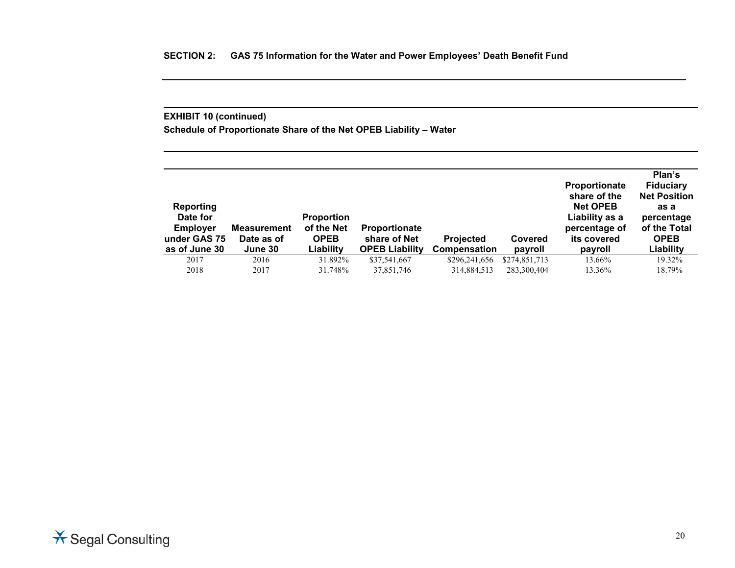**SECTION 2: GAS 75 Information for the Water and Power Employees' Death Benefit Fund**

**EXHIBIT 10 (continued)**

**Schedule of Proportionate Share of the Net OPEB Liability – Water**

| Reporting Date for Employer under GAS 75 as of June 30 | Measurement Date as of June 30 | Proportion of the Net OPEB Liability | Proportionate share of Net OPEB Liability | Projected Compensation | Covered payroll | Proportionate share of the Net OPEB Liability as a percentage of its covered payroll | Plan's Fiduciary Net Position as a percentage of the Total OPEB Liability |
|---|---|---|---|---|---|---|---|
| 2017 | 2016 | 31.892% | $37,541,667 | $296,241,656 | $274,851,713 | 13.66% | 19.32% |
| 2018 | 2017 | 31.748% | 37,851,746 | 314,884,513 | 283,300,404 | 13.36% | 18.79% |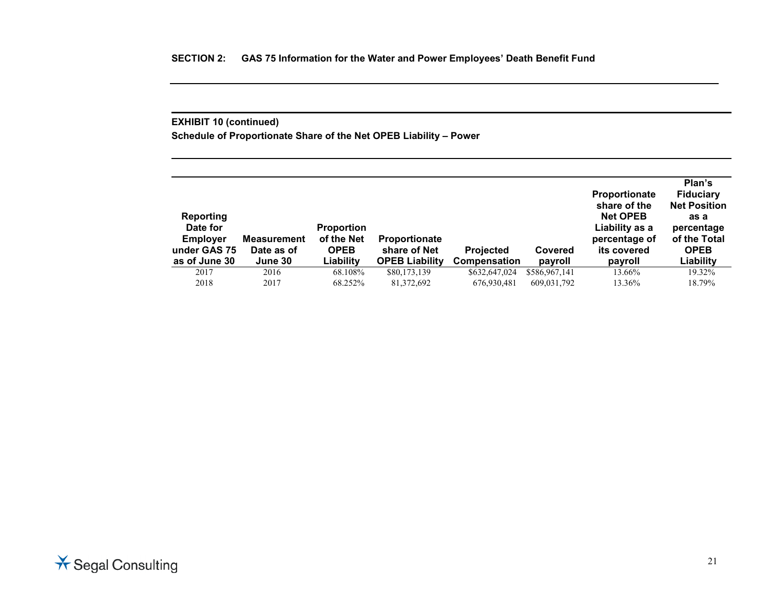**SECTION 2: GAS 75 Information for the Water and Power Employees' Death Benefit Fund**

**EXHIBIT 10 (continued)**

**Schedule of Proportionate Share of the Net OPEB Liability – Power**

| Reporting Date for Employer under GAS 75 as of June 30 | Measurement Date as of June 30 | Proportion of the Net OPEB Liability | Proportionate share of Net OPEB Liability | Projected Compensation | Covered payroll | Proportionate share of the Net OPEB Liability as a percentage of its covered payroll | Plan's Fiduciary Net Position as a percentage of the Total OPEB Liability |
|---|---|---|---|---|---|---|---|
| 2017 | 2016 | 68.108% | $80,173,139 | $632,647,024 | $586,967,141 | 13.66% | 19.32% |
| 2018 | 2017 | 68.252% | 81,372,692 | 676,930,481 | 609,031,792 | 13.36% | 18.79% |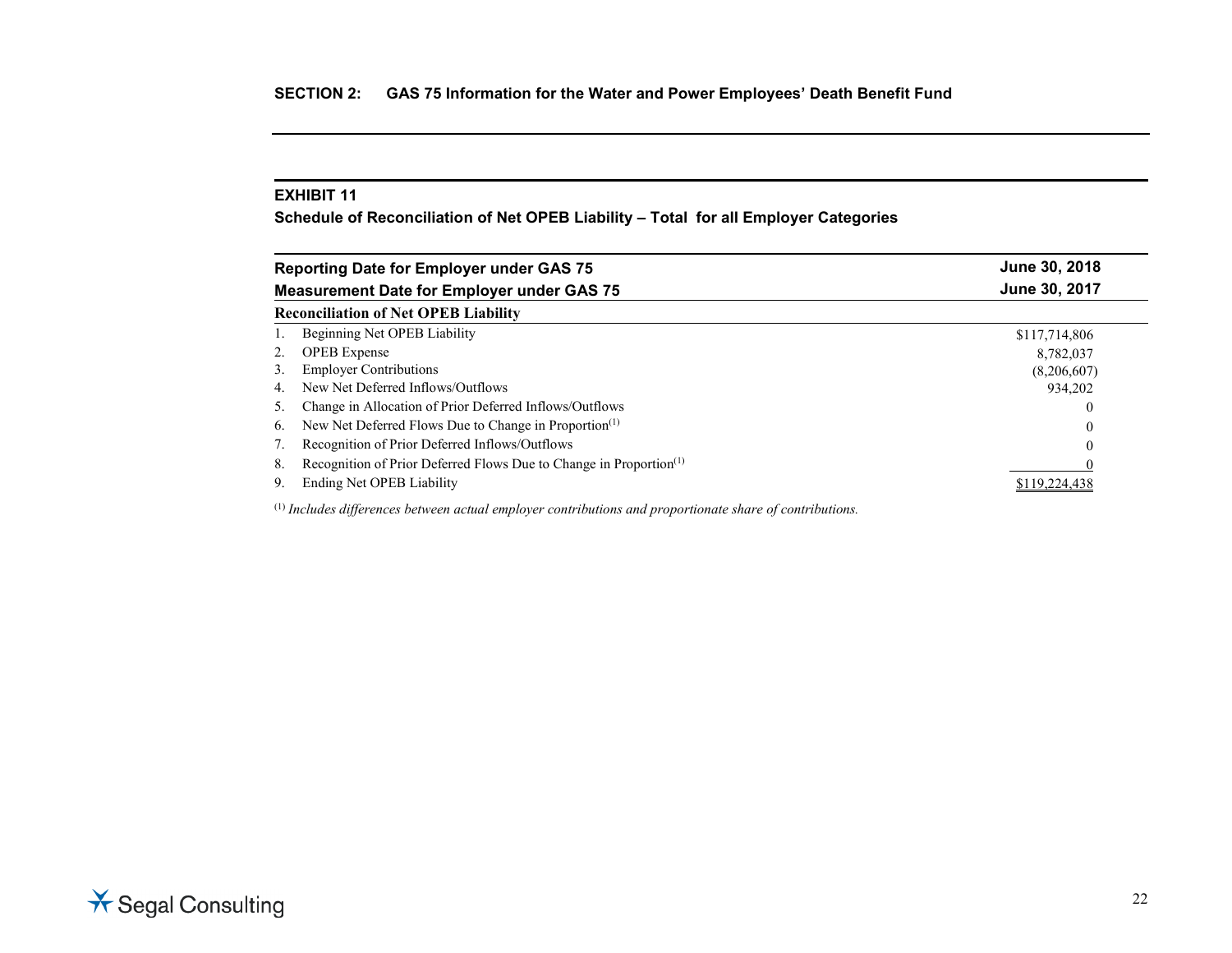**SECTION 2: GAS 75 Information for the Water and Power Employees' Death Benefit Fund**

**EXHIBIT 11**

**Schedule of Reconciliation of Net OPEB Liability – Total for all Employer Categories**

| **Reporting Date for Employer under GAS 75** | **June 30, 2018** |
|---|---|
| **Measurement Date for Employer under GAS 75** | **June 30, 2017** |
| **Reconciliation of Net OPEB Liability** | |
| 1. Beginning Net OPEB Liability | $117,714,806 |
| 2. OPEB Expense | 8,782,037 |
| 3. Employer Contributions | (8,206,607) |
| 4. New Net Deferred Inflows/Outflows | 934,202 |
| 5. Change in Allocation of Prior Deferred Inflows/Outflows | 0 |
| 6. New Net Deferred Flows Due to Change in Proportion[1] | 0 |
| 7. Recognition of Prior Deferred Inflows/Outflows | 0 |
| 8. Recognition of Prior Deferred Flows Due to Change in Proportion[1] | 0 |
| 9. Ending Net OPEB Liability | $119,224,438 |

[1] *Includes differences between actual employer contributions and proportionate share of contributions.*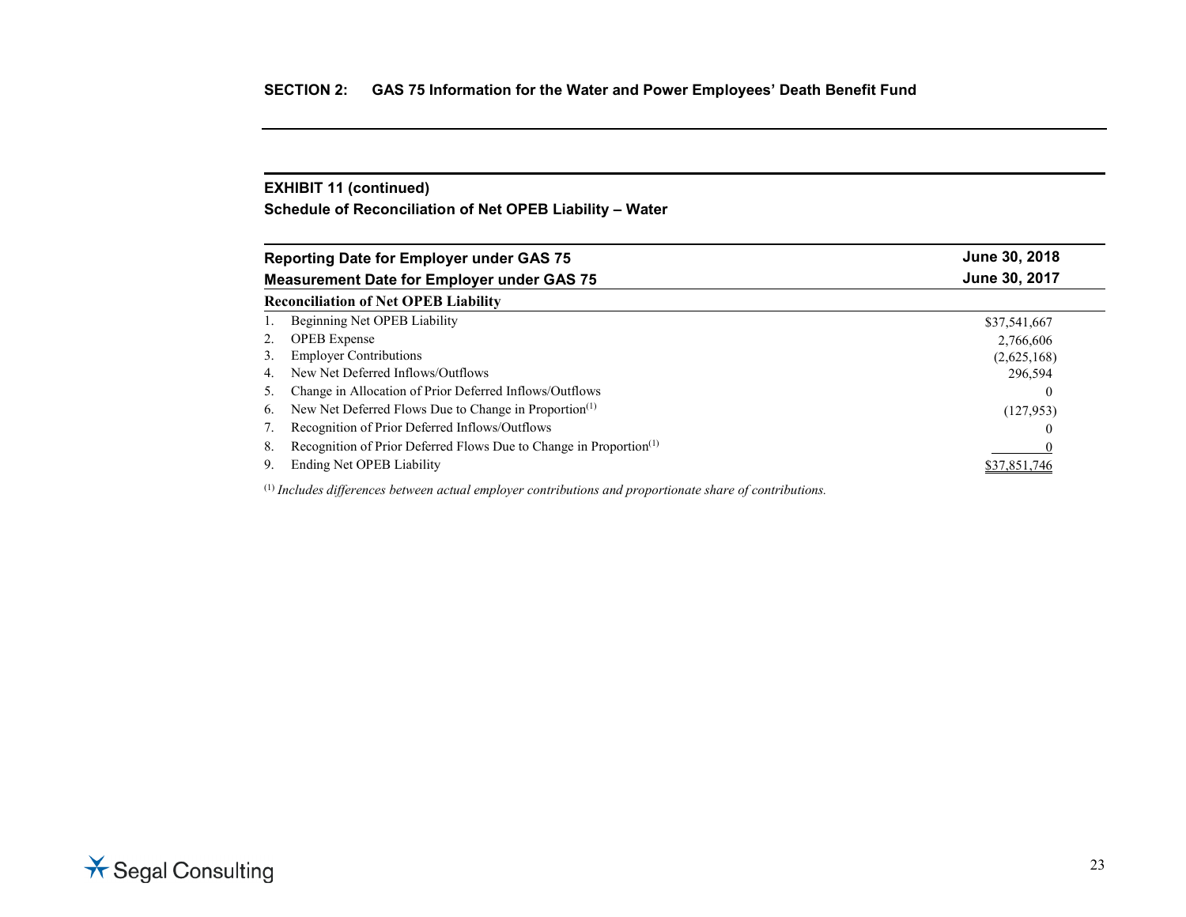## SECTION 2: GAS 75 Information for the Water and Power Employees' Death Benefit Fund

### EXHIBIT 11 (continued)
### Schedule of Reconciliation of Net OPEB Liability – Water

| Reporting Date for Employer under GAS 75 | June 30, 2018 |
|---|---|
| **Measurement Date for Employer under GAS 75** | **June 30, 2017** |
| **Reconciliation of Net OPEB Liability** | |
| 1. Beginning Net OPEB Liability | $37,541,667 |
| 2. OPEB Expense | 2,766,606 |
| 3. Employer Contributions | (2,625,168) |
| 4. New Net Deferred Inflows/Outflows | 296,594 |
| 5. Change in Allocation of Prior Deferred Inflows/Outflows | 0 |
| 6. New Net Deferred Flows Due to Change in Proportion[1] | (127,953) |
| 7. Recognition of Prior Deferred Inflows/Outflows | 0 |
| 8. Recognition of Prior Deferred Flows Due to Change in Proportion[1] | 0 |
| 9. Ending Net OPEB Liability | $37,851,746 |

[1] *Includes differences between actual employer contributions and proportionate share of contributions.*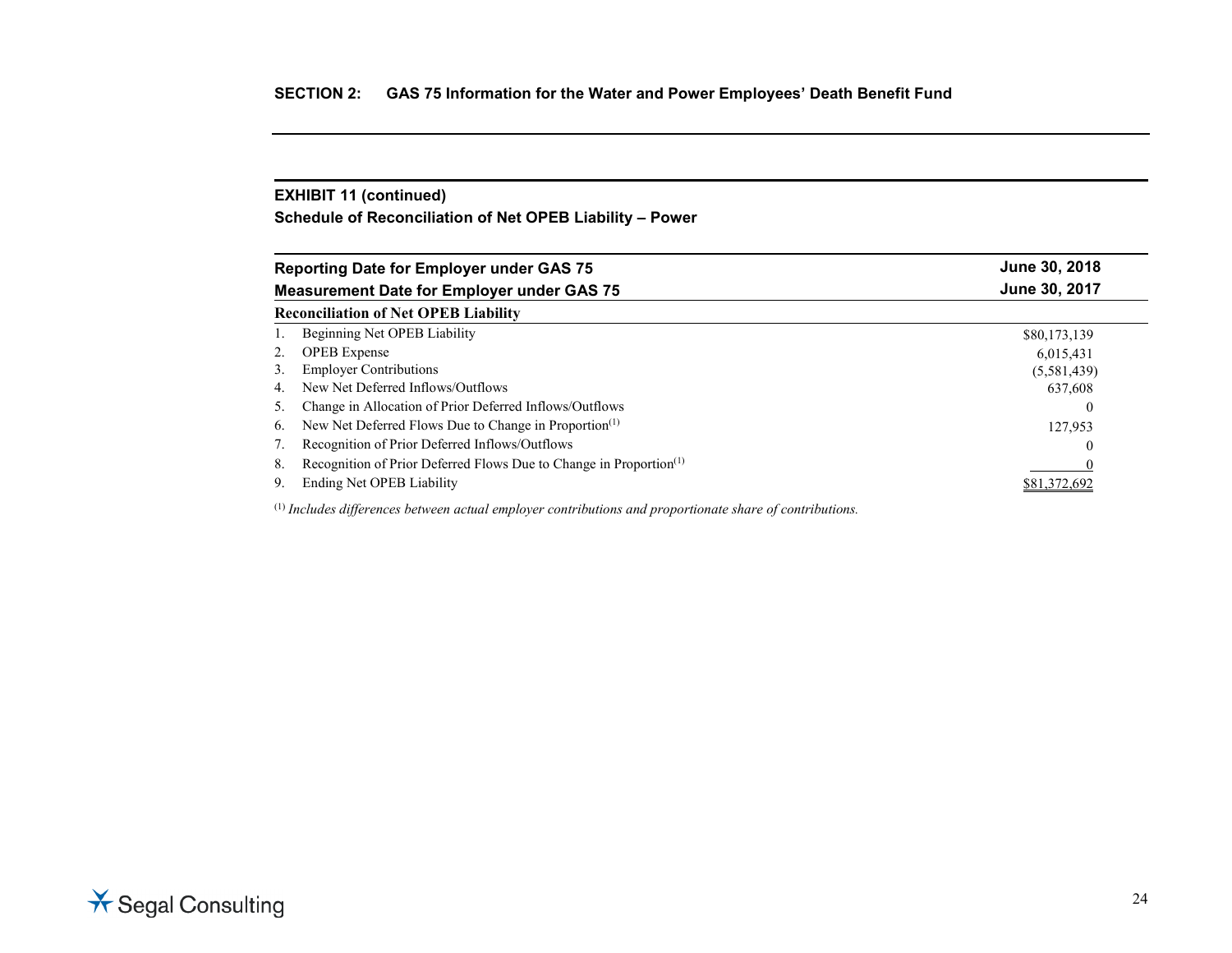**SECTION 2: GAS 75 Information for the Water and Power Employees' Death Benefit Fund**

**EXHIBIT 11 (continued)**

**Schedule of Reconciliation of Net OPEB Liability – Power**

| **Reporting Date for Employer under GAS 75** | **June 30, 2018** |
|---|---|
| **Measurement Date for Employer under GAS 75** | **June 30, 2017** |
| **Reconciliation of Net OPEB Liability** | |
| 1. Beginning Net OPEB Liability | $80,173,139 |
| 2. OPEB Expense | 6,015,431 |
| 3. Employer Contributions | (5,581,439) |
| 4. New Net Deferred Inflows/Outflows | 637,608 |
| 5. Change in Allocation of Prior Deferred Inflows/Outflows | 0 |
| 6. New Net Deferred Flows Due to Change in Proportion[1] | 127,953 |
| 7. Recognition of Prior Deferred Inflows/Outflows | 0 |
| 8. Recognition of Prior Deferred Flows Due to Change in Proportion[1] | 0 |
| 9. Ending Net OPEB Liability | $81,372,692 |

[1] *Includes differences between actual employer contributions and proportionate share of contributions.*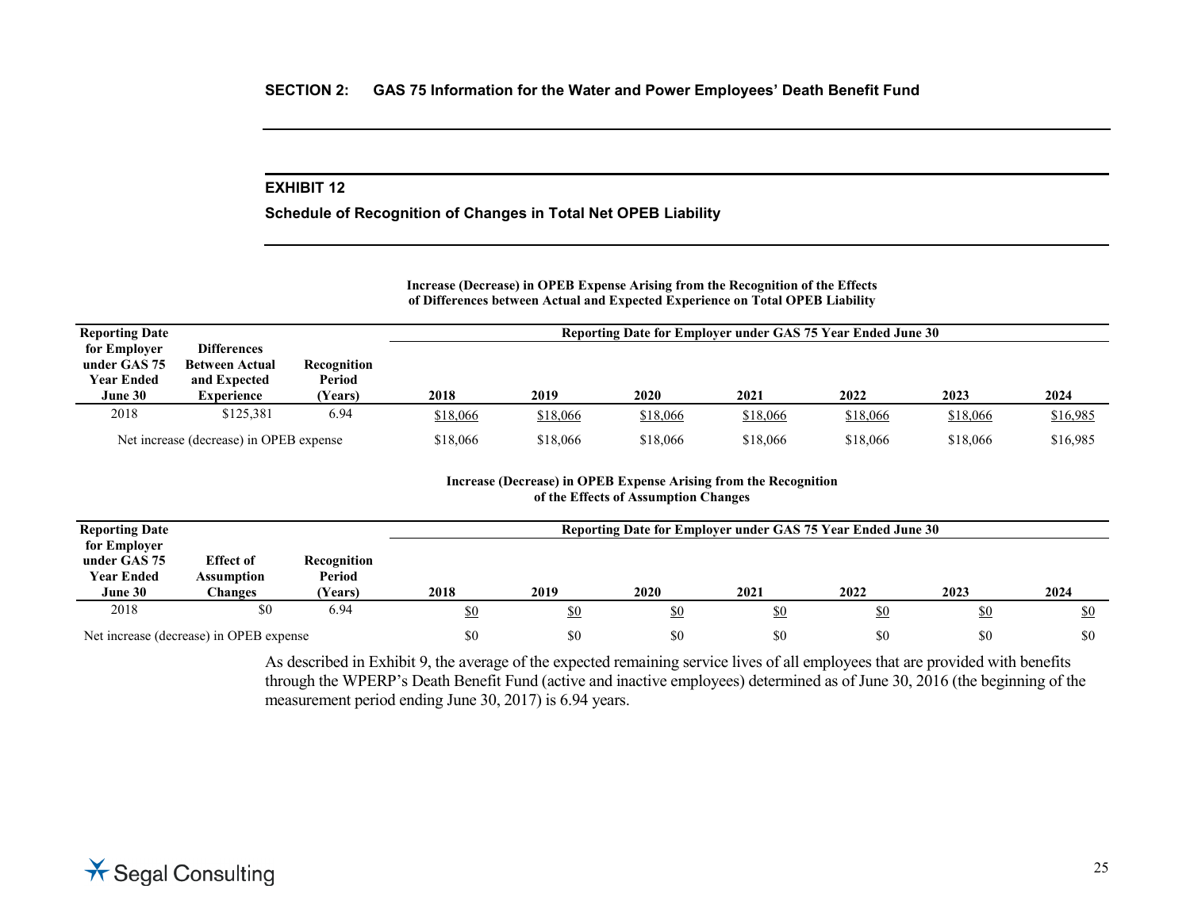## SECTION 2: GAS 75 Information for the Water and Power Employees' Death Benefit Fund

### EXHIBIT 12

### Schedule of Recognition of Changes in Total Net OPEB Liability

**Increase (Decrease) in OPEB Expense Arising from the Recognition of the Effects of Differences between Actual and Expected Experience on Total OPEB Liability**

| Reporting Date for Employer under GAS 75 Year Ended June 30 | Differences Between Actual and Expected Experience | Recognition Period (Years) | Reporting Date for Employer under GAS 75 Year Ended June 30 | | | | | | |
|---|---|---|---|---|---|---|---|---|---|
| | | | 2018 | 2019 | 2020 | 2021 | 2022 | 2023 | 2024 |
| 2018 | $125,381 | 6.94 | $18,066 | $18,066 | $18,066 | $18,066 | $18,066 | $18,066 | $16,985 |
| Net increase (decrease) in OPEB expense | | | $18,066 | $18,066 | $18,066 | $18,066 | $18,066 | $18,066 | $16,985 |

**Increase (Decrease) in OPEB Expense Arising from the Recognition of the Effects of Assumption Changes**

| Reporting Date for Employer under GAS 75 Year Ended June 30 | Effect of Assumption Changes | Recognition Period (Years) | Reporting Date for Employer under GAS 75 Year Ended June 30 | | | | | | |
|---|---|---|---|---|---|---|---|---|---|
| | | | 2018 | 2019 | 2020 | 2021 | 2022 | 2023 | 2024 |
| 2018 | $0 | 6.94 | $0 | $0 | $0 | $0 | $0 | $0 | $0 |
| Net increase (decrease) in OPEB expense | | | $0 | $0 | $0 | $0 | $0 | $0 | $0 |

As described in Exhibit 9, the average of the expected remaining service lives of all employees that are provided with benefits through the WPERP's Death Benefit Fund (active and inactive employees) determined as of June 30, 2016 (the beginning of the measurement period ending June 30, 2017) is 6.94 years.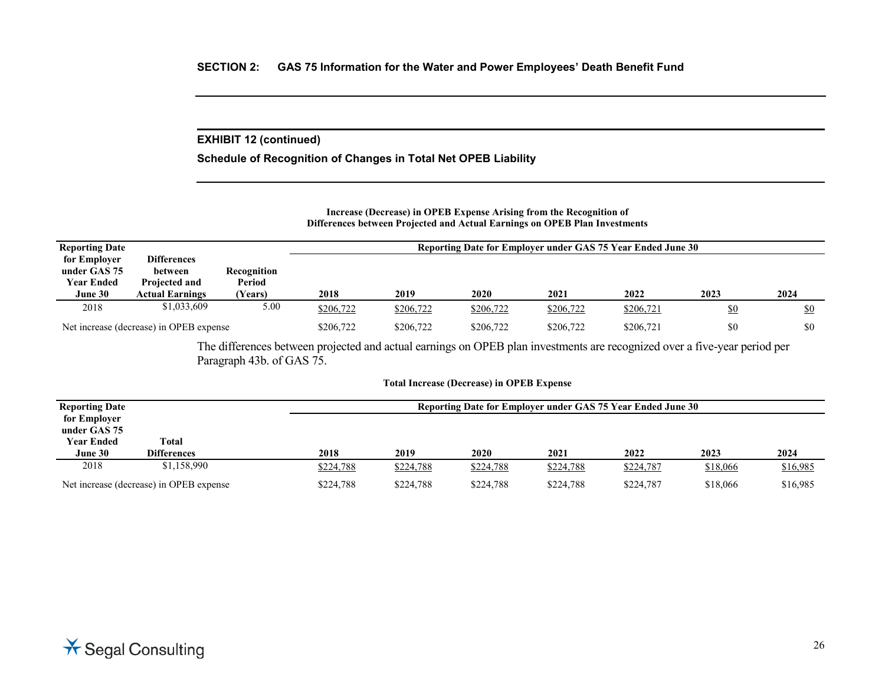## SECTION 2: GAS 75 Information for the Water and Power Employees' Death Benefit Fund

### EXHIBIT 12 (continued)

### Schedule of Recognition of Changes in Total Net OPEB Liability

**Increase (Decrease) in OPEB Expense Arising from the Recognition of Differences between Projected and Actual Earnings on OPEB Plan Investments**

| Reporting Date for Employer under GAS 75 Year Ended June 30 | Differences between Projected and Actual Earnings | Recognition Period (Years) | Reporting Date for Employer under GAS 75 Year Ended June 30 | | | | | | |
|---|---|---|---|---|---|---|---|---|---|
| | | | 2018 | 2019 | 2020 | 2021 | 2022 | 2023 | 2024 |
| 2018 | $1,033,609 | 5.00 | $206,722 | $206,722 | $206,722 | $206,722 | $206,721 | $0 | $0 |
| Net increase (decrease) in OPEB expense | | | $206,722 | $206,722 | $206,722 | $206,722 | $206,721 | $0 | $0 |

The differences between projected and actual earnings on OPEB plan investments are recognized over a five-year period per Paragraph 43b. of GAS 75.

**Total Increase (Decrease) in OPEB Expense**

| Reporting Date for Employer under GAS 75 Year Ended June 30 | Total Differences | Reporting Date for Employer under GAS 75 Year Ended June 30 | | | | | | |
|---|---|---|---|---|---|---|---|---|
| | | 2018 | 2019 | 2020 | 2021 | 2022 | 2023 | 2024 |
| 2018 | $1,158,990 | $224,788 | $224,788 | $224,788 | $224,788 | $224,787 | $18,066 | $16,985 |
| Net increase (decrease) in OPEB expense | | $224,788 | $224,788 | $224,788 | $224,788 | $224,787 | $18,066 | $16,985 |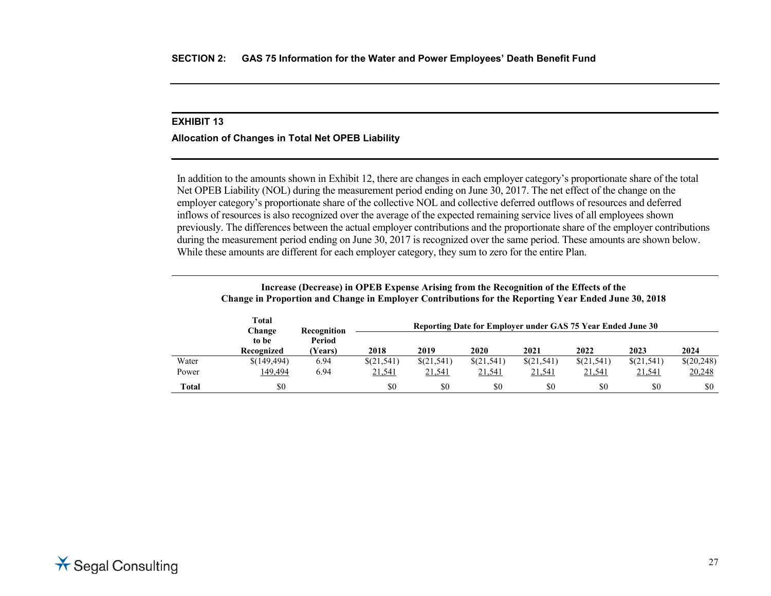**SECTION 2: GAS 75 Information for the Water and Power Employees' Death Benefit Fund**

## EXHIBIT 13

### Allocation of Changes in Total Net OPEB Liability

In addition to the amounts shown in Exhibit 12, there are changes in each employer category's proportionate share of the total Net OPEB Liability (NOL) during the measurement period ending on June 30, 2017. The net effect of the change on the employer category's proportionate share of the collective NOL and collective deferred outflows of resources and deferred inflows of resources is also recognized over the average of the expected remaining service lives of all employees shown previously. The differences between the actual employer contributions and the proportionate share of the employer contributions during the measurement period ending on June 30, 2017 is recognized over the same period. These amounts are shown below. While these amounts are different for each employer category, they sum to zero for the entire Plan.

**Increase (Decrease) in OPEB Expense Arising from the Recognition of the Effects of the Change in Proportion and Change in Employer Contributions for the Reporting Year Ended June 30, 2018**

| | Total Change to be Recognized | Recognition Period (Years) | Reporting Date for Employer under GAS 75 Year Ended June 30 | | | | | | |
|---|---|---|---|---|---|---|---|---|---|
| | | | **2018** | **2019** | **2020** | **2021** | **2022** | **2023** | **2024** |
| Water | $(149,494) | 6.94 | $(21,541) | $(21,541) | $(21,541) | $(21,541) | $(21,541) | $(21,541) | $(20,248) |
| Power | 149,494 | 6.94 | 21,541 | 21,541 | 21,541 | 21,541 | 21,541 | 21,541 | 20,248 |
| **Total** | $0 | | $0 | $0 | $0 | $0 | $0 | $0 | $0 |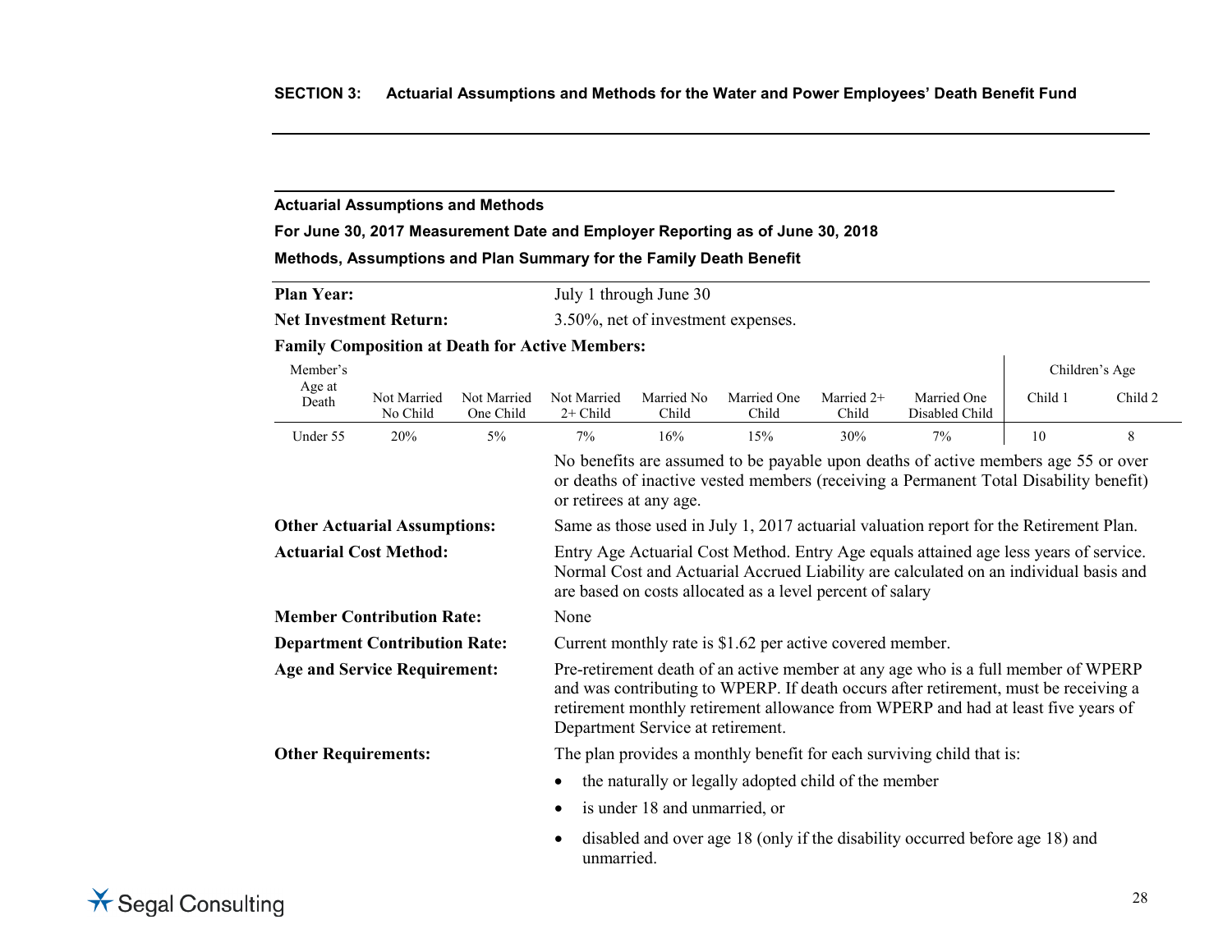## SECTION 3: Actuarial Assumptions and Methods for the Water and Power Employees' Death Benefit Fund

**Actuarial Assumptions and Methods**

**For June 30, 2017 Measurement Date and Employer Reporting as of June 30, 2018**

**Methods, Assumptions and Plan Summary for the Family Death Benefit**

**Plan Year:** July 1 through June 30

**Net Investment Return:** 3.50%, net of investment expenses.

**Family Composition at Death for Active Members:**

| Member's Age at Death | Not Married No Child | Not Married One Child | Not Married 2+ Child | Married No Child | Married One Child | Married 2+ Child | Married One Disabled Child | Children's Age | |
|---|---|---|---|---|---|---|---|---|---|
| | | | | | | | | Child 1 | Child 2 |
| Under 55 | 20% | 5% | 7% | 16% | 15% | 30% | 7% | 10 | 8 |

No benefits are assumed to be payable upon deaths of active members age 55 or over or deaths of inactive vested members (receiving a Permanent Total Disability benefit) or retirees at any age.

**Other Actuarial Assumptions:** Same as those used in July 1, 2017 actuarial valuation report for the Retirement Plan.

**Actuarial Cost Method:** Entry Age Actuarial Cost Method. Entry Age equals attained age less years of service. Normal Cost and Actuarial Accrued Liability are calculated on an individual basis and are based on costs allocated as a level percent of salary

**Member Contribution Rate:** None

**Department Contribution Rate:** Current monthly rate is $1.62 per active covered member.

**Age and Service Requirement:** Pre-retirement death of an active member at any age who is a full member of WPERP and was contributing to WPERP. If death occurs after retirement, must be receiving a retirement monthly retirement allowance from WPERP and had at least five years of Department Service at retirement.

**Other Requirements:** The plan provides a monthly benefit for each surviving child that is:

- the naturally or legally adopted child of the member
- is under 18 and unmarried, or
- disabled and over age 18 (only if the disability occurred before age 18) and unmarried.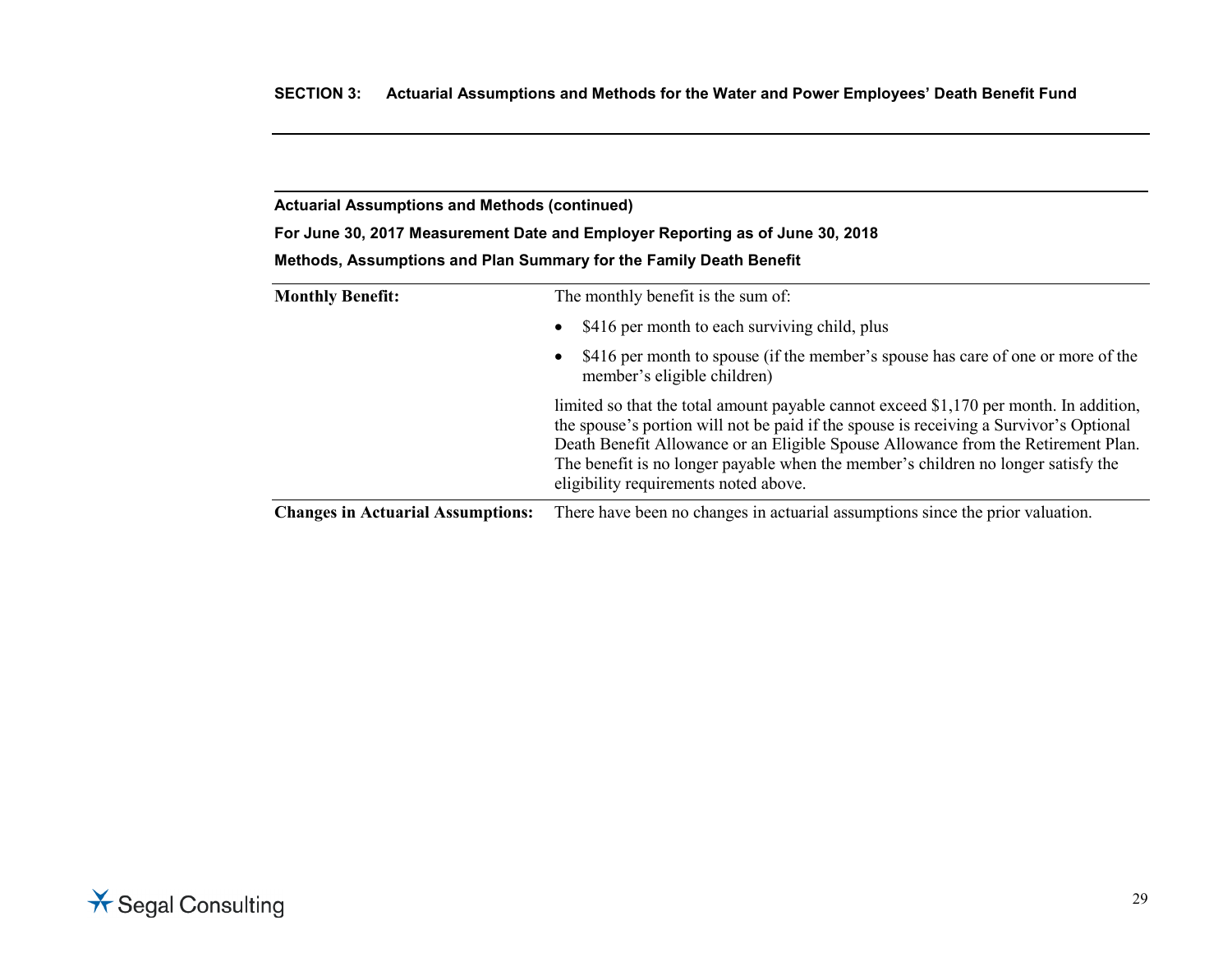**SECTION 3: Actuarial Assumptions and Methods for the Water and Power Employees' Death Benefit Fund**

**Actuarial Assumptions and Methods (continued)**

**For June 30, 2017 Measurement Date and Employer Reporting as of June 30, 2018**

**Methods, Assumptions and Plan Summary for the Family Death Benefit**

| | |
|---|---|
| **Monthly Benefit:** | The monthly benefit is the sum of:<br>• $416 per month to each surviving child, plus<br>• $416 per month to spouse (if the member's spouse has care of one or more of the member's eligible children)<br>limited so that the total amount payable cannot exceed $1,170 per month. In addition, the spouse's portion will not be paid if the spouse is receiving a Survivor's Optional Death Benefit Allowance or an Eligible Spouse Allowance from the Retirement Plan. The benefit is no longer payable when the member's children no longer satisfy the eligibility requirements noted above. |
| **Changes in Actuarial Assumptions:** | There have been no changes in actuarial assumptions since the prior valuation. |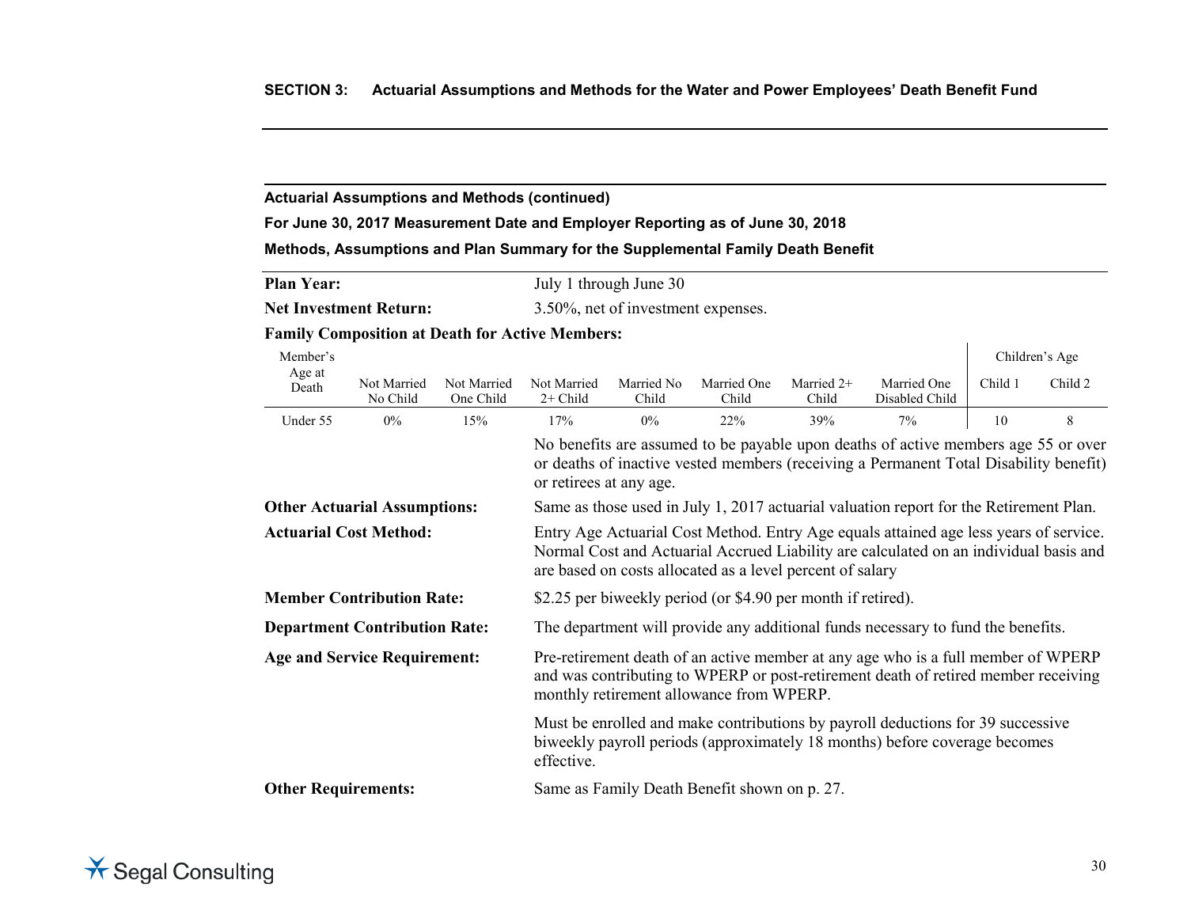## SECTION 3: Actuarial Assumptions and Methods for the Water and Power Employees' Death Benefit Fund

### Actuarial Assumptions and Methods (continued)

**For June 30, 2017 Measurement Date and Employer Reporting as of June 30, 2018**

**Methods, Assumptions and Plan Summary for the Supplemental Family Death Benefit**

**Plan Year:** July 1 through June 30

**Net Investment Return:** 3.50%, net of investment expenses.

**Family Composition at Death for Active Members:**

| Member's Age at Death | Not Married No Child | Not Married One Child | Not Married 2+ Child | Married No Child | Married One Child | Married 2+ Child | Married One Disabled Child | Children's Age Child 1 | Children's Age Child 2 |
|---|---|---|---|---|---|---|---|---|---|
| Under 55 | 0% | 15% | 17% | 0% | 22% | 39% | 7% | 10 | 8 |

No benefits are assumed to be payable upon deaths of active members age 55 or over or deaths of inactive vested members (receiving a Permanent Total Disability benefit) or retirees at any age.

**Other Actuarial Assumptions:** Same as those used in July 1, 2017 actuarial valuation report for the Retirement Plan.

**Actuarial Cost Method:** Entry Age Actuarial Cost Method. Entry Age equals attained age less years of service. Normal Cost and Actuarial Accrued Liability are calculated on an individual basis and are based on costs allocated as a level percent of salary

**Member Contribution Rate:** $2.25 per biweekly period (or $4.90 per month if retired).

**Department Contribution Rate:** The department will provide any additional funds necessary to fund the benefits.

**Age and Service Requirement:** Pre-retirement death of an active member at any age who is a full member of WPERP and was contributing to WPERP or post-retirement death of retired member receiving monthly retirement allowance from WPERP.

Must be enrolled and make contributions by payroll deductions for 39 successive biweekly payroll periods (approximately 18 months) before coverage becomes effective.

**Other Requirements:** Same as Family Death Benefit shown on p. 27.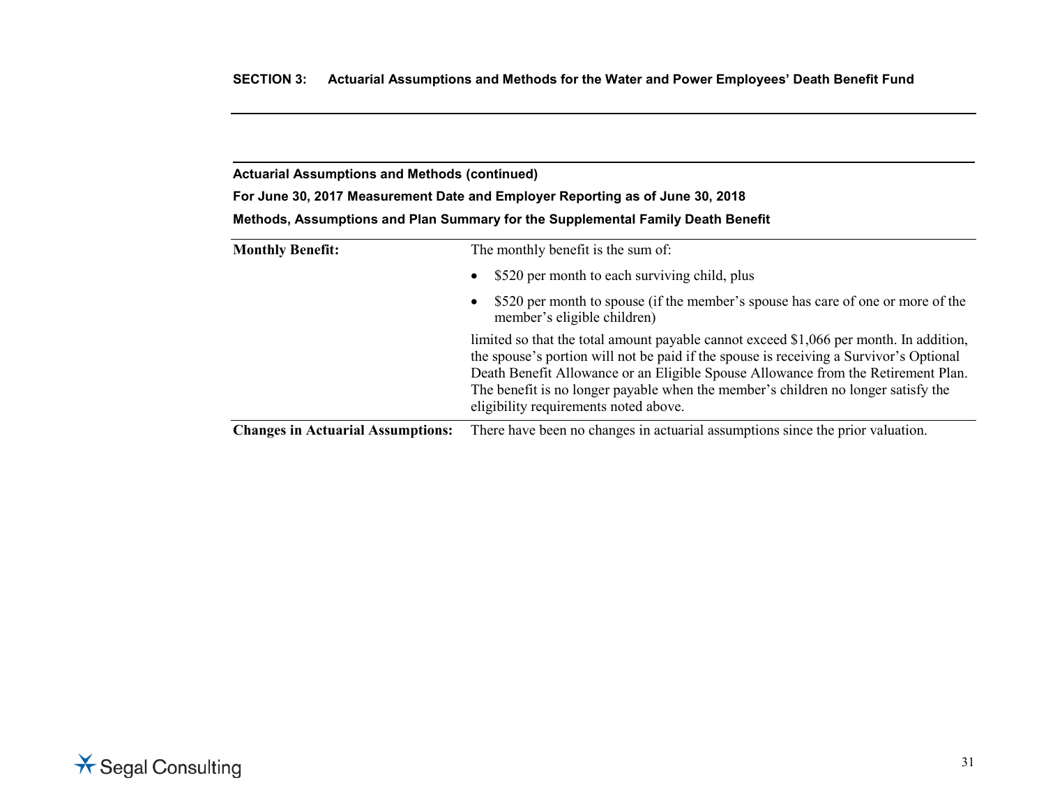## SECTION 3: Actuarial Assumptions and Methods for the Water and Power Employees' Death Benefit Fund

### Actuarial Assumptions and Methods (continued)

**For June 30, 2017 Measurement Date and Employer Reporting as of June 30, 2018**

**Methods, Assumptions and Plan Summary for the Supplemental Family Death Benefit**

| | |
|---|---|
| **Monthly Benefit:** | The monthly benefit is the sum of:<br>• $520 per month to each surviving child, plus<br>• $520 per month to spouse (if the member's spouse has care of one or more of the member's eligible children)<br><br>limited so that the total amount payable cannot exceed $1,066 per month. In addition, the spouse's portion will not be paid if the spouse is receiving a Survivor's Optional Death Benefit Allowance or an Eligible Spouse Allowance from the Retirement Plan. The benefit is no longer payable when the member's children no longer satisfy the eligibility requirements noted above. |
| **Changes in Actuarial Assumptions:** | There have been no changes in actuarial assumptions since the prior valuation. |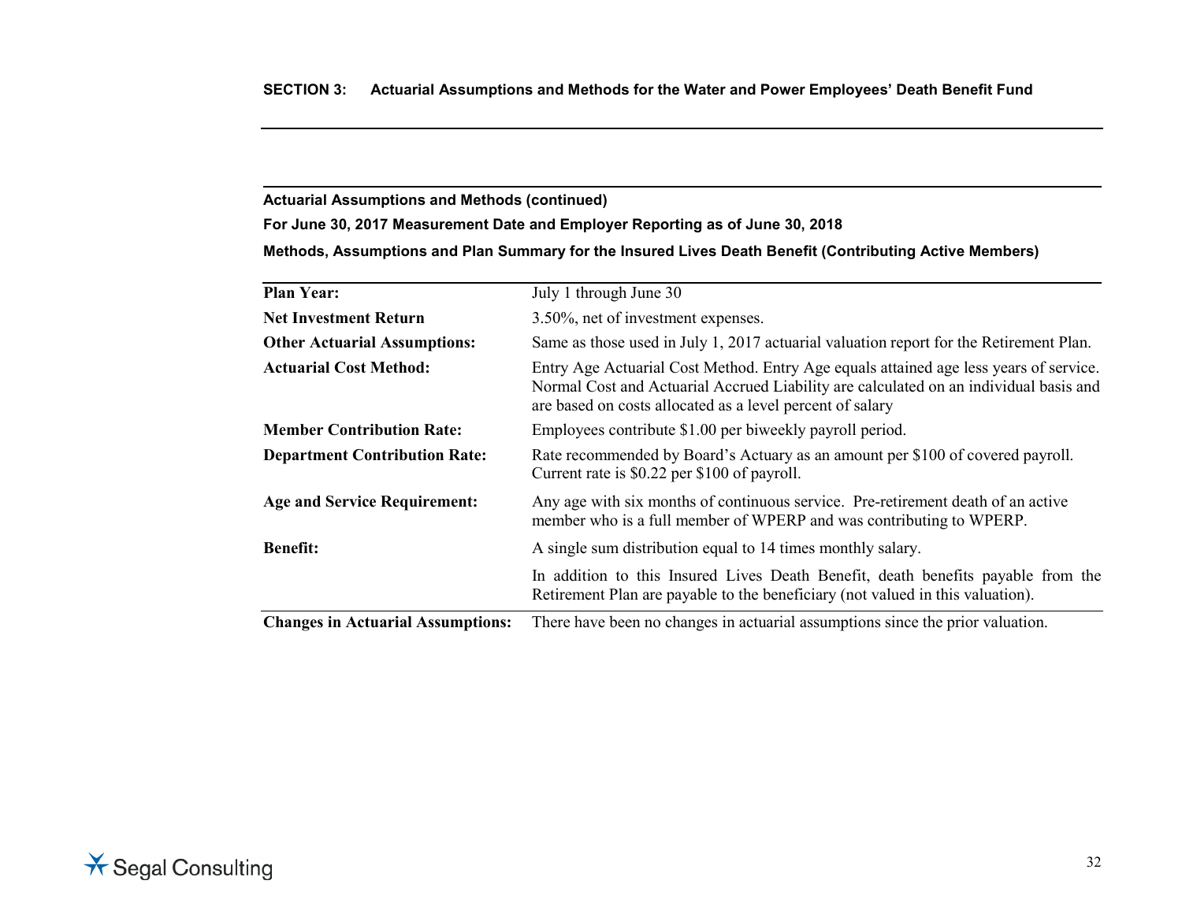## SECTION 3: Actuarial Assumptions and Methods for the Water and Power Employees' Death Benefit Fund

### Actuarial Assumptions and Methods (continued)

**For June 30, 2017 Measurement Date and Employer Reporting as of June 30, 2018**

**Methods, Assumptions and Plan Summary for the Insured Lives Death Benefit (Contributing Active Members)**

| | |
|---|---|
| **Plan Year:** | July 1 through June 30 |
| **Net Investment Return** | 3.50%, net of investment expenses. |
| **Other Actuarial Assumptions:** | Same as those used in July 1, 2017 actuarial valuation report for the Retirement Plan. |
| **Actuarial Cost Method:** | Entry Age Actuarial Cost Method. Entry Age equals attained age less years of service. Normal Cost and Actuarial Accrued Liability are calculated on an individual basis and are based on costs allocated as a level percent of salary |
| **Member Contribution Rate:** | Employees contribute $1.00 per biweekly payroll period. |
| **Department Contribution Rate:** | Rate recommended by Board's Actuary as an amount per $100 of covered payroll. Current rate is $0.22 per $100 of payroll. |
| **Age and Service Requirement:** | Any age with six months of continuous service. Pre-retirement death of an active member who is a full member of WPERP and was contributing to WPERP. |
| **Benefit:** | A single sum distribution equal to 14 times monthly salary. |
| | In addition to this Insured Lives Death Benefit, death benefits payable from the Retirement Plan are payable to the beneficiary (not valued in this valuation). |
| **Changes in Actuarial Assumptions:** | There have been no changes in actuarial assumptions since the prior valuation. |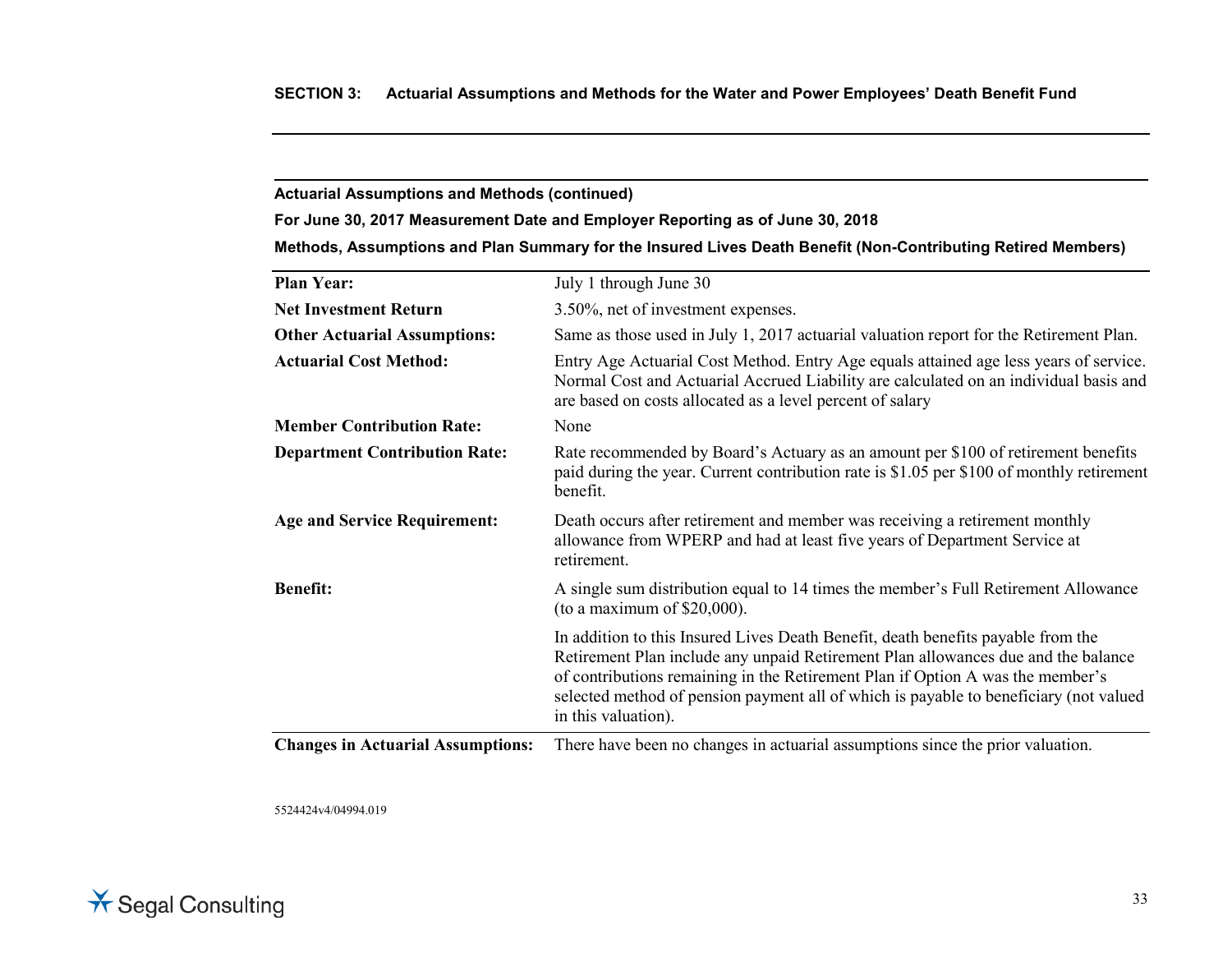## SECTION 3: Actuarial Assumptions and Methods for the Water and Power Employees' Death Benefit Fund

**Actuarial Assumptions and Methods (continued)**

**For June 30, 2017 Measurement Date and Employer Reporting as of June 30, 2018**

**Methods, Assumptions and Plan Summary for the Insured Lives Death Benefit (Non-Contributing Retired Members)**

| | |
|---|---|
| **Plan Year:** | July 1 through June 30 |
| **Net Investment Return** | 3.50%, net of investment expenses. |
| **Other Actuarial Assumptions:** | Same as those used in July 1, 2017 actuarial valuation report for the Retirement Plan. |
| **Actuarial Cost Method:** | Entry Age Actuarial Cost Method. Entry Age equals attained age less years of service. Normal Cost and Actuarial Accrued Liability are calculated on an individual basis and are based on costs allocated as a level percent of salary |
| **Member Contribution Rate:** | None |
| **Department Contribution Rate:** | Rate recommended by Board's Actuary as an amount per $100 of retirement benefits paid during the year. Current contribution rate is $1.05 per $100 of monthly retirement benefit. |
| **Age and Service Requirement:** | Death occurs after retirement and member was receiving a retirement monthly allowance from WPERP and had at least five years of Department Service at retirement. |
| **Benefit:** | A single sum distribution equal to 14 times the member's Full Retirement Allowance (to a maximum of $20,000). |
| | In addition to this Insured Lives Death Benefit, death benefits payable from the Retirement Plan include any unpaid Retirement Plan allowances due and the balance of contributions remaining in the Retirement Plan if Option A was the member's selected method of pension payment all of which is payable to beneficiary (not valued in this valuation). |
| **Changes in Actuarial Assumptions:** | There have been no changes in actuarial assumptions since the prior valuation. |

5524424v4/04994.019